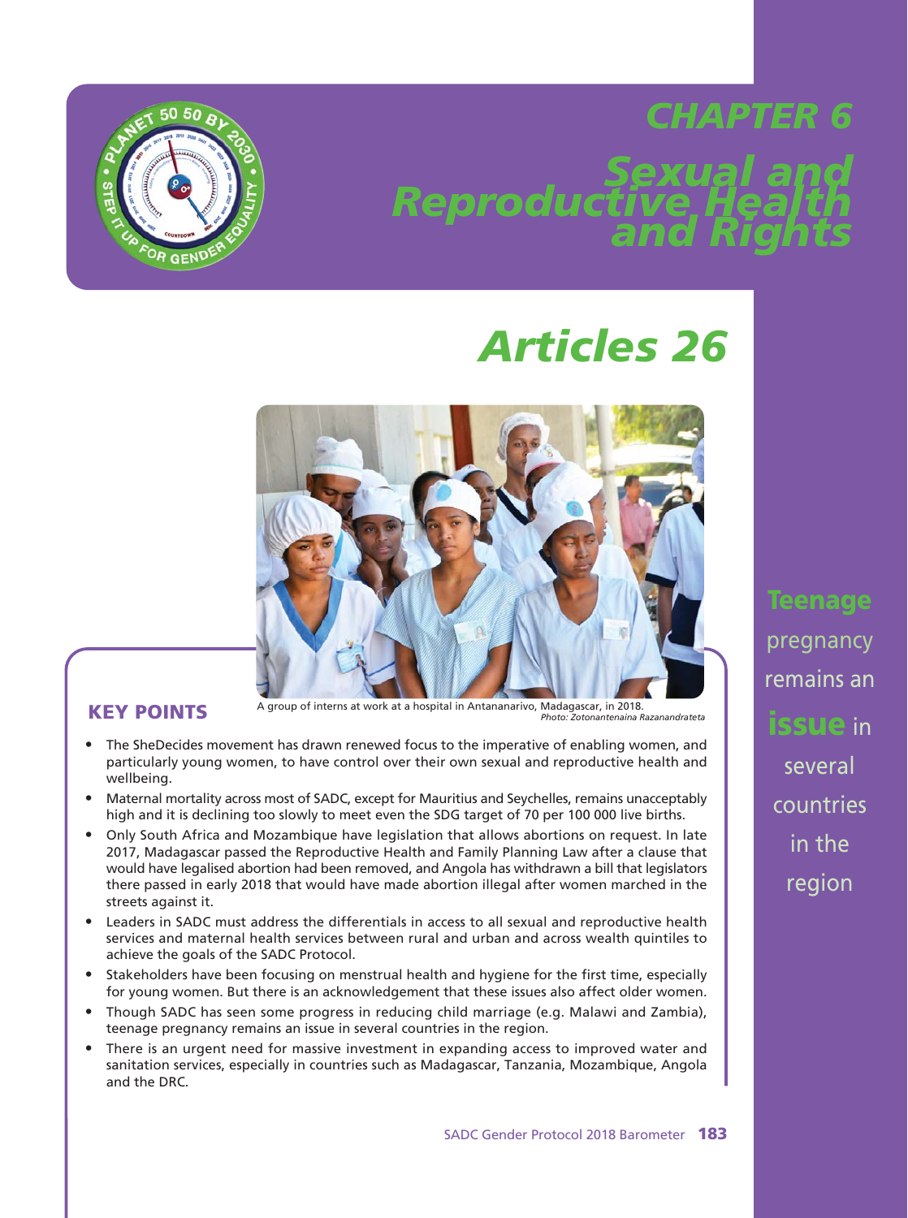# CHAPTER 6

# Sexual and Reproductive Health and Rights

## Articles 26

A group of interns at work at a hospital in Antananarivo, Madagascar, in 2018.
*Photo: Zotonantenaina Razanandrateta*

**Teenage** pregnancy remains an **issue** in several countries in the region

### KEY POINTS

- The SheDecides movement has drawn renewed focus to the imperative of enabling women, and particularly young women, to have control over their own sexual and reproductive health and wellbeing.
- Maternal mortality across most of SADC, except for Mauritius and Seychelles, remains unacceptably high and it is declining too slowly to meet even the SDG target of 70 per 100 000 live births.
- Only South Africa and Mozambique have legislation that allows abortions on request. In late 2017, Madagascar passed the Reproductive Health and Family Planning Law after a clause that would have legalised abortion had been removed, and Angola has withdrawn a bill that legislators there passed in early 2018 that would have made abortion illegal after women marched in the streets against it.
- Leaders in SADC must address the differentials in access to all sexual and reproductive health services and maternal health services between rural and urban and across wealth quintiles to achieve the goals of the SADC Protocol.
- Stakeholders have been focusing on menstrual health and hygiene for the first time, especially for young women. But there is an acknowledgement that these issues also affect older women.
- Though SADC has seen some progress in reducing child marriage (e.g. Malawi and Zambia), teenage pregnancy remains an issue in several countries in the region.
- There is an urgent need for massive investment in expanding access to improved water and sanitation services, especially in countries such as Madagascar, Tanzania, Mozambique, Angola and the DRC.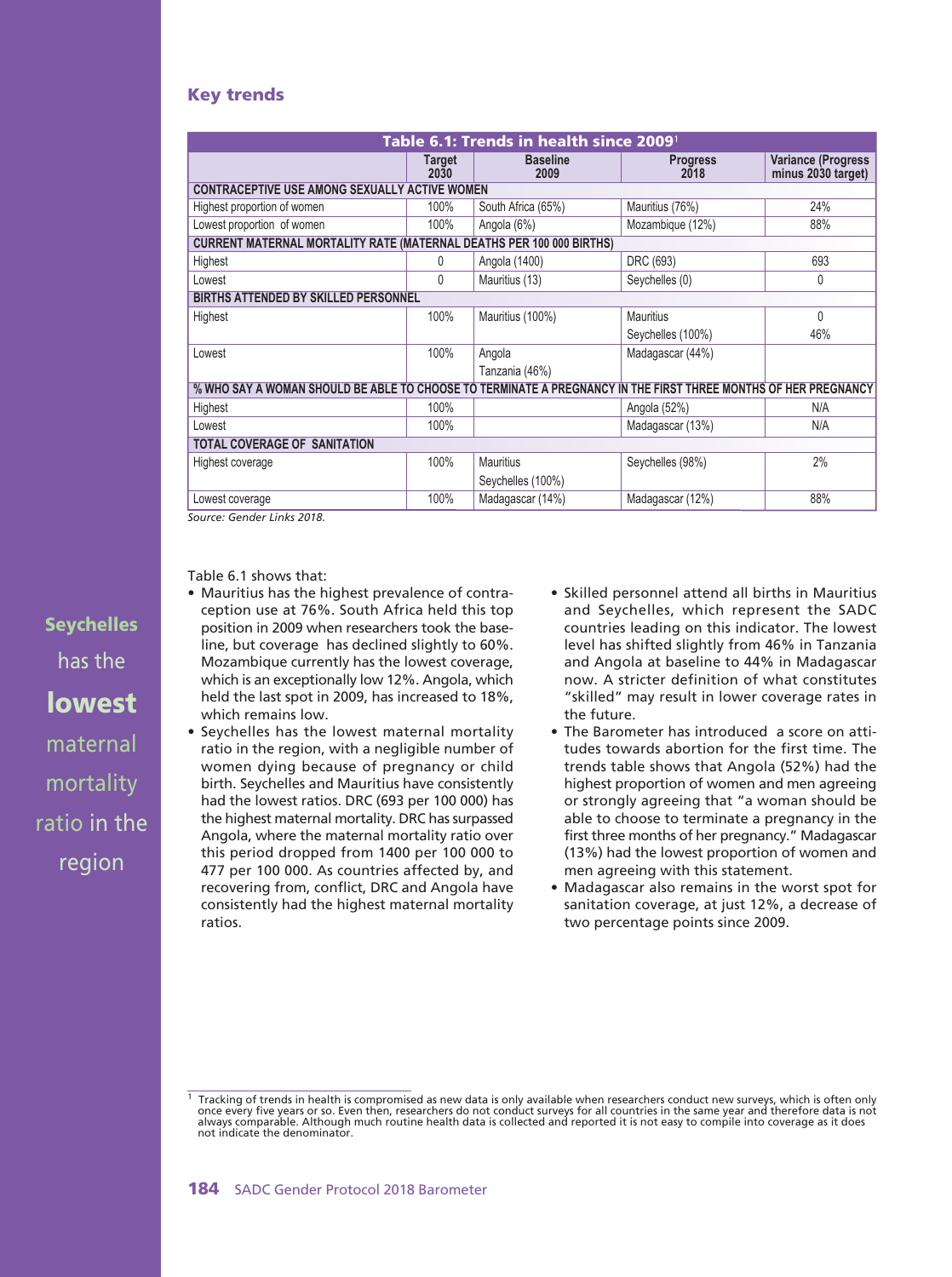## Key trends

| Table 6.1: Trends in health since 2009[1] | | | | |
|---|---|---|---|---|
| | Target 2030 | Baseline 2009 | Progress 2018 | Variance (Progress minus 2030 target) |
| **CONTRACEPTIVE USE AMONG SEXUALLY ACTIVE WOMEN** | | | | |
| Highest proportion of women | 100% | South Africa (65%) | Mauritius (76%) | 24% |
| Lowest proportion of women | 100% | Angola (6%) | Mozambique (12%) | 88% |
| **CURRENT MATERNAL MORTALITY RATE (MATERNAL DEATHS PER 100 000 BIRTHS)** | | | | |
| Highest | 0 | Angola (1400) | DRC (693) | 693 |
| Lowest | 0 | Mauritius (13) | Seychelles (0) | 0 |
| **BIRTHS ATTENDED BY SKILLED PERSONNEL** | | | | |
| Highest | 100% | Mauritius (100%) | Mauritius Seychelles (100%) | 0 46% |
| Lowest | 100% | Angola Tanzania (46%) | Madagascar (44%) | |
| **% WHO SAY A WOMAN SHOULD BE ABLE TO CHOOSE TO TERMINATE A PREGNANCY IN THE FIRST THREE MONTHS OF HER PREGNANCY** | | | | |
| Highest | 100% | | Angola (52%) | N/A |
| Lowest | 100% | | Madagascar (13%) | N/A |
| **TOTAL COVERAGE OF SANITATION** | | | | |
| Highest coverage | 100% | Mauritius Seychelles (100%) | Seychelles (98%) | 2% |
| Lowest coverage | 100% | Madagascar (14%) | Madagascar (12%) | 88% |

*Source: Gender Links 2018.*

**Seychelles** has the **lowest** maternal mortality ratio in the region

Table 6.1 shows that:

- Mauritius has the highest prevalence of contraception use at 76%. South Africa held this top position in 2009 when researchers took the baseline, but coverage has declined slightly to 60%. Mozambique currently has the lowest coverage, which is an exceptionally low 12%. Angola, which held the last spot in 2009, has increased to 18%, which remains low.
- Seychelles has the lowest maternal mortality ratio in the region, with a negligible number of women dying because of pregnancy or child birth. Seychelles and Mauritius have consistently had the lowest ratios. DRC (693 per 100 000) has the highest maternal mortality. DRC has surpassed Angola, where the maternal mortality ratio over this period dropped from 1400 per 100 000 to 477 per 100 000. As countries affected by, and recovering from, conflict, DRC and Angola have consistently had the highest maternal mortality ratios.
- Skilled personnel attend all births in Mauritius and Seychelles, which represent the SADC countries leading on this indicator. The lowest level has shifted slightly from 46% in Tanzania and Angola at baseline to 44% in Madagascar now. A stricter definition of what constitutes "skilled" may result in lower coverage rates in the future.
- The Barometer has introduced a score on attitudes towards abortion for the first time. The trends table shows that Angola (52%) had the highest proportion of women and men agreeing or strongly agreeing that "a woman should be able to choose to terminate a pregnancy in the first three months of her pregnancy." Madagascar (13%) had the lowest proportion of women and men agreeing with this statement.
- Madagascar also remains in the worst spot for sanitation coverage, at just 12%, a decrease of two percentage points since 2009.

[1] Tracking of trends in health is compromised as new data is only available when researchers conduct new surveys, which is often only once every five years or so. Even then, researchers do not conduct surveys for all countries in the same year and therefore data is not always comparable. Although much routine health data is collected and reported it is not easy to compile into coverage as it does not indicate the denominator.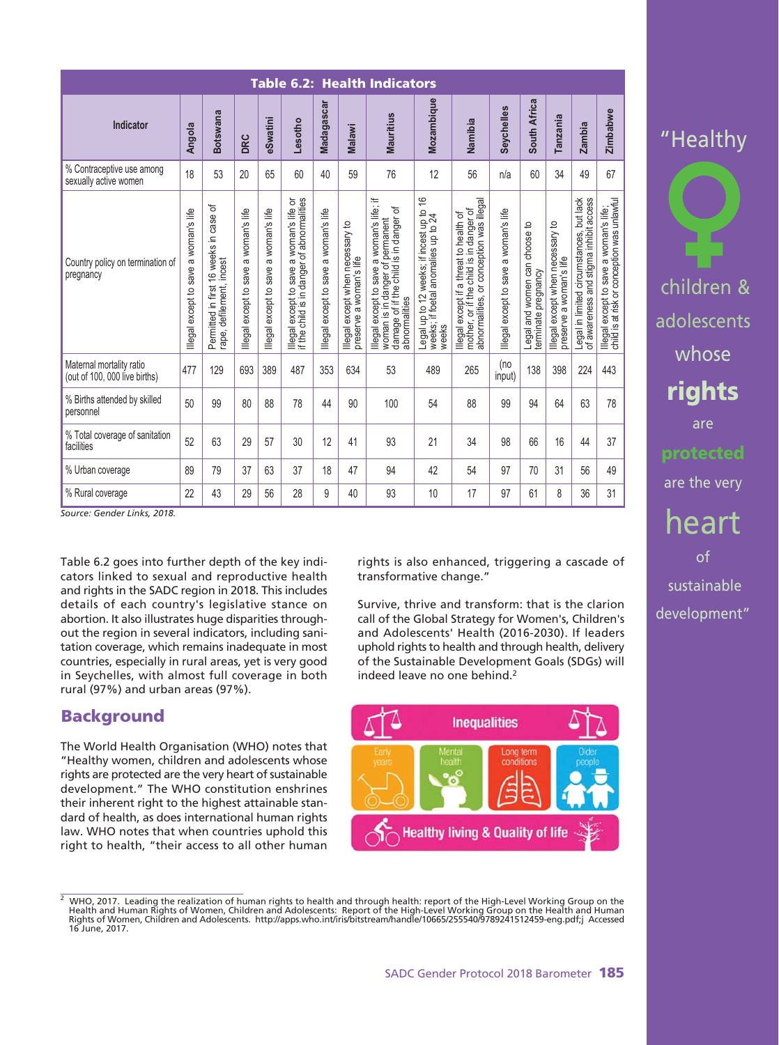| Table 6.2: Health Indicators | | | | | | | | | | | | | | | | |
|---|---|---|---|---|---|---|---|---|---|---|---|---|---|---|---|---|
| Indicator | Angola | Botswana | DRC | eSwatini | Lesotho | Madagascar | Malawi | Mauritius | Mozambique | Namibia | Seychelles | South Africa | Tanzania | Zambia | Zimbabwe |
| % Contraceptive use among sexually active women | 18 | 53 | 20 | 65 | 60 | 40 | 59 | 76 | 12 | 56 | n/a | 60 | 34 | 49 | 67 |
| Country policy on termination of pregnancy | Illegal except to save a woman's life | Permitted in first 16 weeks in case of rape, defilement, incest | Illegal except to save a woman's life | Illegal except to save a woman's life | Illegal except to save a woman's life or if the child is in danger of abnormalities | Illegal except to save a woman's life | Illegal except when necessary to preserve a woman's life | Illegal except to save a woman's life; if woman is in danger of permanent damage of if the child is in danger of abnormalities | Legal up to 12 weeks; if incest up to 16 weeks; if foetal anomalies up to 24 weeks | Illegal except if a threat to health of mother, or if the child is in danger of abnormalities, or conception was illegal | Illegal except to save a woman's life | Legal and women can choose to terminate pregnancy | Illegal except when necessary to preserve a woman's life | Legal in limited circumstances, but lack of awareness and stigma inhibit access | Illegal except to save a woman's life; child is at risk or conception was unlawful |
| Maternal mortality ratio (out of 100, 000 live births) | 477 | 129 | 693 | 389 | 487 | 353 | 634 | 53 | 489 | 265 | (no input) | 138 | 398 | 224 | 443 |
| % Births attended by skilled personnel | 50 | 99 | 80 | 88 | 78 | 44 | 90 | 100 | 54 | 88 | 99 | 94 | 64 | 63 | 78 |
| % Total coverage of sanitation facilities | 52 | 63 | 29 | 57 | 30 | 12 | 41 | 93 | 21 | 34 | 98 | 66 | 16 | 44 | 37 |
| % Urban coverage | 89 | 79 | 37 | 63 | 37 | 18 | 47 | 94 | 42 | 54 | 97 | 70 | 31 | 56 | 49 |
| % Rural coverage | 22 | 43 | 29 | 56 | 28 | 9 | 40 | 93 | 10 | 17 | 97 | 61 | 8 | 36 | 31 |

*Source: Gender Links, 2018.*

Table 6.2 goes into further depth of the key indicators linked to sexual and reproductive health and rights in the SADC region in 2018. This includes details of each country's legislative stance on abortion. It also illustrates huge disparities throughout the region in several indicators, including sanitation coverage, which remains inadequate in most countries, especially in rural areas, yet is very good in Seychelles, with almost full coverage in both rural (97%) and urban areas (97%).

## Background

The World Health Organisation (WHO) notes that "Healthy women, children and adolescents whose rights are protected are the very heart of sustainable development." The WHO constitution enshrines their inherent right to the highest attainable standard of health, as does international human rights law. WHO notes that when countries uphold this right to health, "their access to all other human rights is also enhanced, triggering a cascade of transformative change."

Survive, thrive and transform: that is the clarion call of the Global Strategy for Women's, Children's and Adolescents' Health (2016-2030). If leaders uphold rights to health and through health, delivery of the Sustainable Development Goals (SDGs) will indeed leave no one behind.[2]

Inequalities

Early years

Mental health

Long term conditions

Older people

Healthy living & Quality of life

"Healthy children & adolescents whose **rights** are **protected** are the very heart of sustainable development"

[2] WHO, 2017. Leading the realization of human rights to health and through health: report of the High-Level Working Group on the Health and Human Rights of Women, Children and Adolescents: Report of the High-Level Working Group on the Health and Human Rights of Women, Children and Adolescents. http://apps.who.int/iris/bitstream/handle/10665/255540/9789241512459-eng.pdf;j Accessed 16 June, 2017.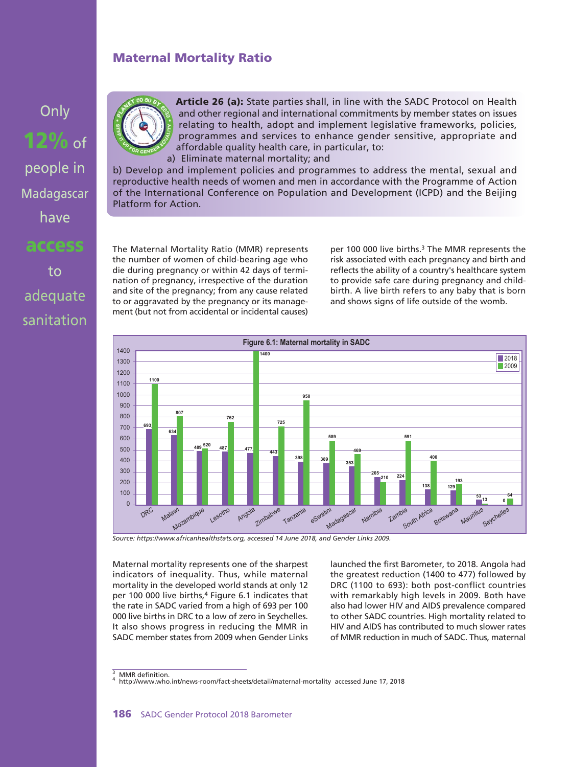## Maternal Mortality Ratio

Only **12%** of people in Madagascar have **access** to adequate sanitation

**Article 26 (a):** State parties shall, in line with the SADC Protocol on Health and other regional and international commitments by member states on issues relating to health, adopt and implement legislative frameworks, policies, programmes and services to enhance gender sensitive, appropriate and affordable quality health care, in particular, to:

a) Eliminate maternal mortality; and

b) Develop and implement policies and programmes to address the mental, sexual and reproductive health needs of women and men in accordance with the Programme of Action of the International Conference on Population and Development (ICPD) and the Beijing Platform for Action.

The Maternal Mortality Ratio (MMR) represents the number of women of child-bearing age who die during pregnancy or within 42 days of termination of pregnancy, irrespective of the duration and site of the pregnancy; from any cause related to or aggravated by the pregnancy or its management (but not from accidental or incidental causes) per 100 000 live births.[3] The MMR represents the risk associated with each pregnancy and birth and reflects the ability of a country's healthcare system to provide safe care during pregnancy and childbirth. A live birth refers to any baby that is born and shows signs of life outside of the womb.

**Figure 6.1: Maternal mortality in SADC**

Legend: 2018, 2009

Y-axis: 0, 100, 200, 300, 400, 500, 600, 700, 800, 900, 1000, 1100, 1200, 1300, 1400

DRC: 693, 1100
Malawi: 634, 807
Mozambique: 489, 520
Lesotho: 487, 762
Angola: 477, 1400
Zimbabwe: 443, 725
Tanzania: 398, 950
eSwatini: 389, 589
Madagascar: 353, 469
Namibia: 265, 210
Zambia: 224, 591
South Africa: 138, 400
Botswana: 129, 193
Mauritius: 53, 13
Seychelles: 0, 64

*Source: https://www.africanhealthstats.org, accessed 14 June 2018, and Gender Links 2009.*

Maternal mortality represents one of the sharpest indicators of inequality. Thus, while maternal mortality in the developed world stands at only 12 per 100 000 live births,[4] Figure 6.1 indicates that the rate in SADC varied from a high of 693 per 100 000 live births in DRC to a low of zero in Seychelles. It also shows progress in reducing the MMR in SADC member states from 2009 when Gender Links launched the first Barometer, to 2018. Angola had the greatest reduction (1400 to 477) followed by DRC (1100 to 693): both post-conflict countries with remarkably high levels in 2009. Both have also had lower HIV and AIDS prevalence compared to other SADC countries. High mortality related to HIV and AIDS has contributed to much slower rates of MMR reduction in much of SADC. Thus, maternal

[3] MMR definition.
[4] http://www.who.int/news-room/fact-sheets/detail/maternal-mortality accessed June 17, 2018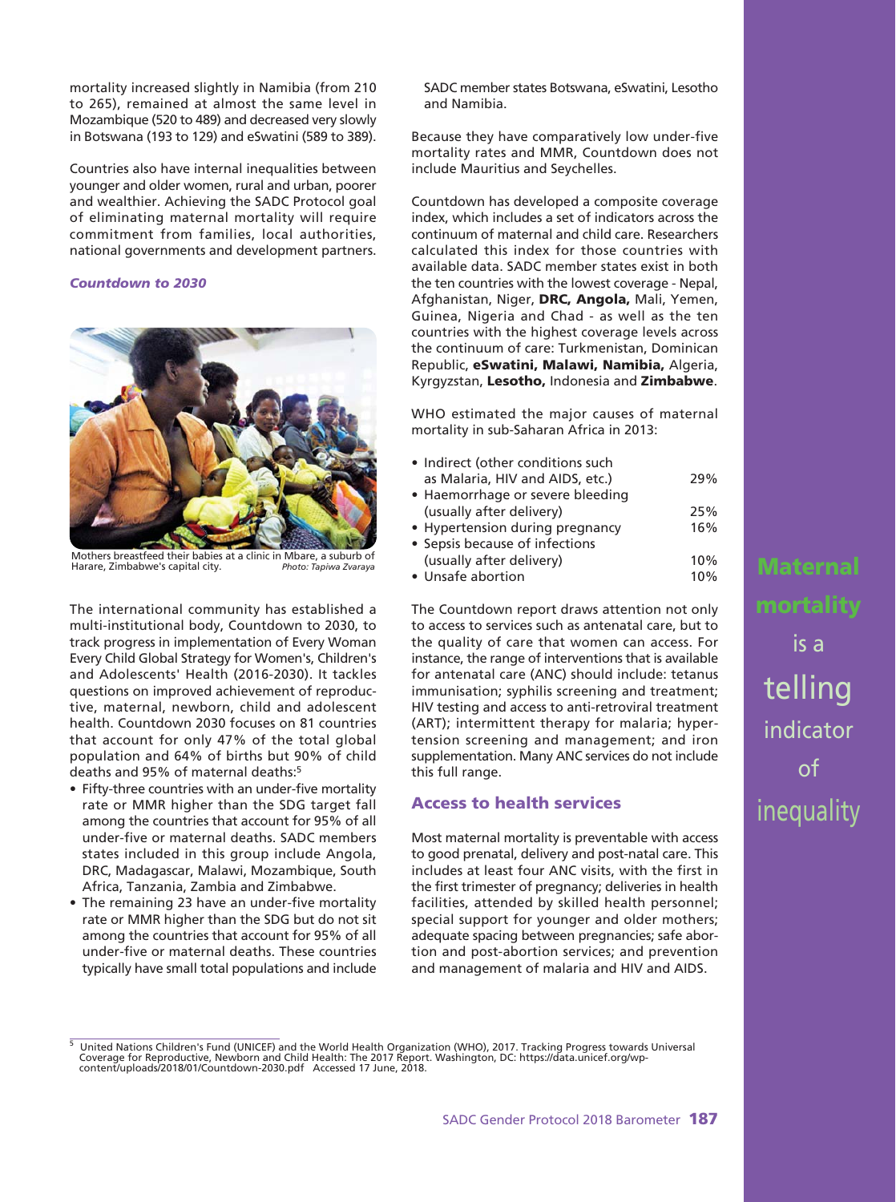mortality increased slightly in Namibia (from 210 to 265), remained at almost the same level in Mozambique (520 to 489) and decreased very slowly in Botswana (193 to 129) and eSwatini (589 to 389).

Countries also have internal inequalities between younger and older women, rural and urban, poorer and wealthier. Achieving the SADC Protocol goal of eliminating maternal mortality will require commitment from families, local authorities, national governments and development partners.

### *Countdown to 2030*

Mothers breastfeed their babies at a clinic in Mbare, a suburb of Harare, Zimbabwe's capital city. *Photo: Tapiwa Zvaraya*

The international community has established a multi-institutional body, Countdown to 2030, to track progress in implementation of Every Woman Every Child Global Strategy for Women's, Children's and Adolescents' Health (2016-2030). It tackles questions on improved achievement of reproductive, maternal, newborn, child and adolescent health. Countdown 2030 focuses on 81 countries that account for only 47% of the total global population and 64% of births but 90% of child deaths and 95% of maternal deaths:[5]

- Fifty-three countries with an under-five mortality rate or MMR higher than the SDG target fall among the countries that account for 95% of all under-five or maternal deaths. SADC members states included in this group include Angola, DRC, Madagascar, Malawi, Mozambique, South Africa, Tanzania, Zambia and Zimbabwe.
- The remaining 23 have an under-five mortality rate or MMR higher than the SDG but do not sit among the countries that account for 95% of all under-five or maternal deaths. These countries typically have small total populations and include SADC member states Botswana, eSwatini, Lesotho and Namibia.

Because they have comparatively low under-five mortality rates and MMR, Countdown does not include Mauritius and Seychelles.

Countdown has developed a composite coverage index, which includes a set of indicators across the continuum of maternal and child care. Researchers calculated this index for those countries with available data. SADC member states exist in both the ten countries with the lowest coverage - Nepal, Afghanistan, Niger, **DRC, Angola,** Mali, Yemen, Guinea, Nigeria and Chad - as well as the ten countries with the highest coverage levels across the continuum of care: Turkmenistan, Dominican Republic, **eSwatini, Malawi, Namibia,** Algeria, Kyrgyzstan, **Lesotho,** Indonesia and **Zimbabwe**.

WHO estimated the major causes of maternal mortality in sub-Saharan Africa in 2013:

| | |
|---|---|
| • Indirect (other conditions such as Malaria, HIV and AIDS, etc.) | 29% |
| • Haemorrhage or severe bleeding (usually after delivery) | 25% |
| • Hypertension during pregnancy | 16% |
| • Sepsis because of infections (usually after delivery) | 10% |
| • Unsafe abortion | 10% |

The Countdown report draws attention not only to access to services such as antenatal care, but to the quality of care that women can access. For instance, the range of interventions that is available for antenatal care (ANC) should include: tetanus immunisation; syphilis screening and treatment; HIV testing and access to anti-retroviral treatment (ART); intermittent therapy for malaria; hypertension screening and management; and iron supplementation. Many ANC services do not include this full range.

## Access to health services

Most maternal mortality is preventable with access to good prenatal, delivery and post-natal care. This includes at least four ANC visits, with the first in the first trimester of pregnancy; deliveries in health facilities, attended by skilled health personnel; special support for younger and older mothers; adequate spacing between pregnancies; safe abortion and post-abortion services; and prevention and management of malaria and HIV and AIDS.

**Maternal mortality** is a telling indicator of inequality

[5] United Nations Children's Fund (UNICEF) and the World Health Organization (WHO), 2017. Tracking Progress towards Universal Coverage for Reproductive, Newborn and Child Health: The 2017 Report. Washington, DC: https://data.unicef.org/wp-content/uploads/2018/01/Countdown-2030.pdf Accessed 17 June, 2018.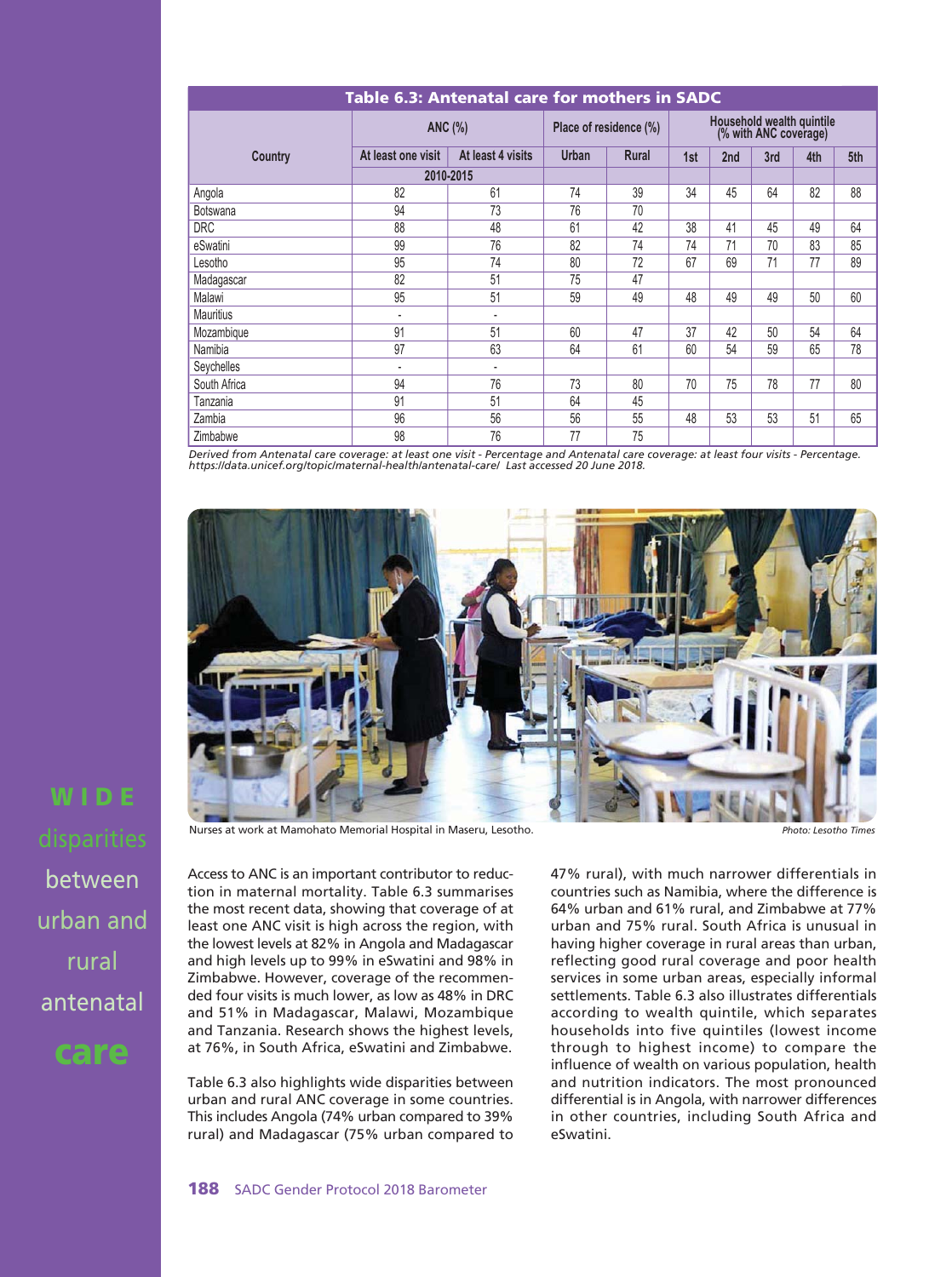## Table 6.3: Antenatal care for mothers in SADC

| Country | ANC (%) | | Place of residence (%) | | Household wealth quintile (% with ANC coverage) | | | | |
|---|---|---|---|---|---|---|---|---|---|
| | At least one visit | At least 4 visits | Urban | Rural | 1st | 2nd | 3rd | 4th | 5th |
| | 2010-2015 | | | | | | | | |
| Angola | 82 | 61 | 74 | 39 | 34 | 45 | 64 | 82 | 88 |
| Botswana | 94 | 73 | 76 | 70 | | | | | |
| DRC | 88 | 48 | 61 | 42 | 38 | 41 | 45 | 49 | 64 |
| eSwatini | 99 | 76 | 82 | 74 | 74 | 71 | 70 | 83 | 85 |
| Lesotho | 95 | 74 | 80 | 72 | 67 | 69 | 71 | 77 | 89 |
| Madagascar | 82 | 51 | 75 | 47 | | | | | |
| Malawi | 95 | 51 | 59 | 49 | 48 | 49 | 49 | 50 | 60 |
| Mauritius | - | - | | | | | | | |
| Mozambique | 91 | 51 | 60 | 47 | 37 | 42 | 50 | 54 | 64 |
| Namibia | 97 | 63 | 64 | 61 | 60 | 54 | 59 | 65 | 78 |
| Seychelles | - | - | | | | | | | |
| South Africa | 94 | 76 | 73 | 80 | 70 | 75 | 78 | 77 | 80 |
| Tanzania | 91 | 51 | 64 | 45 | | | | | |
| Zambia | 96 | 56 | 56 | 55 | 48 | 53 | 53 | 51 | 65 |
| Zimbabwe | 98 | 76 | 77 | 75 | | | | | |

*Derived from Antenatal care coverage: at least one visit - Percentage and Antenatal care coverage: at least four visits - Percentage. https://data.unicef.org/topic/maternal-health/antenatal-care/ Last accessed 20 June 2018.*

Nurses at work at Mamohato Memorial Hospital in Maseru, Lesotho. *Photo: Lesotho Times*

**WIDE disparities between urban and rural antenatal care**

Access to ANC is an important contributor to reduction in maternal mortality. Table 6.3 summarises the most recent data, showing that coverage of at least one ANC visit is high across the region, with the lowest levels at 82% in Angola and Madagascar and high levels up to 99% in eSwatini and 98% in Zimbabwe. However, coverage of the recommended four visits is much lower, as low as 48% in DRC and 51% in Madagascar, Malawi, Mozambique and Tanzania. Research shows the highest levels, at 76%, in South Africa, eSwatini and Zimbabwe.

Table 6.3 also highlights wide disparities between urban and rural ANC coverage in some countries. This includes Angola (74% urban compared to 39% rural) and Madagascar (75% urban compared to 47% rural), with much narrower differentials in countries such as Namibia, where the difference is 64% urban and 61% rural, and Zimbabwe at 77% urban and 75% rural. South Africa is unusual in having higher coverage in rural areas than urban, reflecting good rural coverage and poor health services in some urban areas, especially informal settlements. Table 6.3 also illustrates differentials according to wealth quintile, which separates households into five quintiles (lowest income through to highest income) to compare the influence of wealth on various population, health and nutrition indicators. The most pronounced differential is in Angola, with narrower differences in other countries, including South Africa and eSwatini.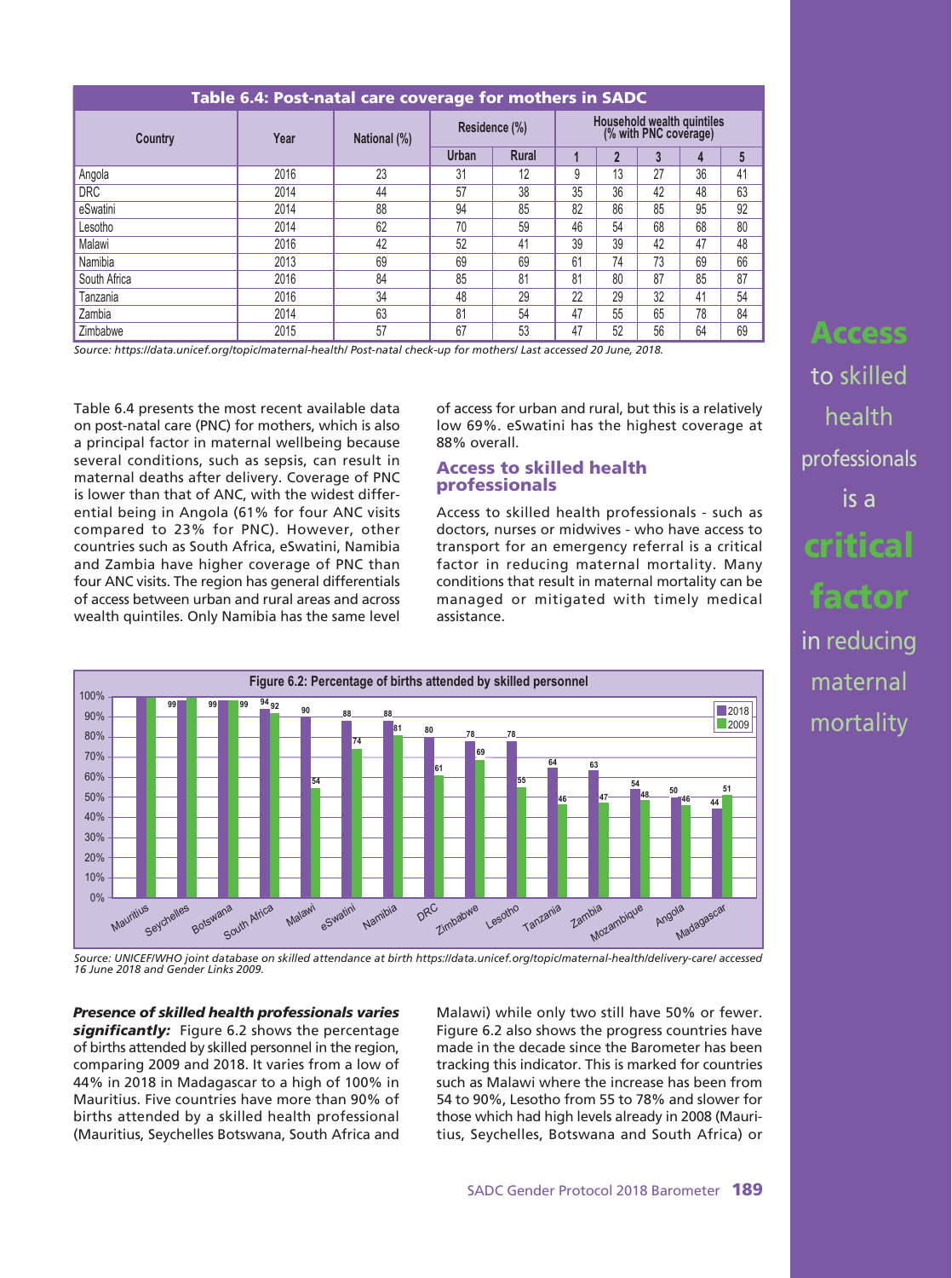**Table 6.4: Post-natal care coverage for mothers in SADC**

| Country | Year | National (%) | Residence (%) | | Household wealth quintiles (% with PNC coverage) | | | | |
|---|---|---|---|---|---|---|---|---|---|
| | | | Urban | Rural | 1 | 2 | 3 | 4 | 5 |
| Angola | 2016 | 23 | 31 | 12 | 9 | 13 | 27 | 36 | 41 |
| DRC | 2014 | 44 | 57 | 38 | 35 | 36 | 42 | 48 | 63 |
| eSwatini | 2014 | 88 | 94 | 85 | 82 | 86 | 85 | 95 | 92 |
| Lesotho | 2014 | 62 | 70 | 59 | 46 | 54 | 68 | 68 | 80 |
| Malawi | 2016 | 42 | 52 | 41 | 39 | 39 | 42 | 47 | 48 |
| Namibia | 2013 | 69 | 69 | 69 | 61 | 74 | 73 | 69 | 66 |
| South Africa | 2016 | 84 | 85 | 81 | 81 | 80 | 87 | 85 | 87 |
| Tanzania | 2016 | 34 | 48 | 29 | 22 | 29 | 32 | 41 | 54 |
| Zambia | 2014 | 63 | 81 | 54 | 47 | 55 | 65 | 78 | 84 |
| Zimbabwe | 2015 | 57 | 67 | 53 | 47 | 52 | 56 | 64 | 69 |

*Source: https://data.unicef.org/topic/maternal-health/ Post-natal check-up for mothers/ Last accessed 20 June, 2018.*

Table 6.4 presents the most recent available data on post-natal care (PNC) for mothers, which is also a principal factor in maternal wellbeing because several conditions, such as sepsis, can result in maternal deaths after delivery. Coverage of PNC is lower than that of ANC, with the widest differential being in Angola (61% for four ANC visits compared to 23% for PNC). However, other countries such as South Africa, eSwatini, Namibia and Zambia have higher coverage of PNC than four ANC visits. The region has general differentials of access between urban and rural areas and across wealth quintiles. Only Namibia has the same level of access for urban and rural, but this is a relatively low 69%. eSwatini has the highest coverage at 88% overall.

## Access to skilled health professionals

Access to skilled health professionals - such as doctors, nurses or midwives - who have access to transport for an emergency referral is a critical factor in reducing maternal mortality. Many conditions that result in maternal mortality can be managed or mitigated with timely medical assistance.

**Access** to skilled health professionals is a **critical factor** in reducing maternal mortality

Figure 6.2: Percentage of births attended by skilled personnel

100%
90%
80%
70%
60%
50%
40%
30%
20%
10%
0%

2018
2009

Mauritius, Seychelles 99, Botswana 99 99, South Africa 94 92, Malawi 90 54, eSwatini 88 74, Namibia 88 81, DRC 80 61, Zimbabwe 78 69, Lesotho 78 55, Tanzania 64 46, Zambia 63 47, Mozambique 54 48, Angola 50 46, Madagascar 44 51

*Source: UNICEF/WHO joint database on skilled attendance at birth https://data.unicef.org/topic/maternal-health/delivery-care/ accessed 16 June 2018 and Gender Links 2009.*

***Presence of skilled health professionals varies significantly:*** Figure 6.2 shows the percentage of births attended by skilled personnel in the region, comparing 2009 and 2018. It varies from a low of 44% in 2018 in Madagascar to a high of 100% in Mauritius. Five countries have more than 90% of births attended by a skilled health professional (Mauritius, Seychelles Botswana, South Africa and Malawi) while only two still have 50% or fewer. Figure 6.2 also shows the progress countries have made in the decade since the Barometer has been tracking this indicator. This is marked for countries such as Malawi where the increase has been from 54 to 90%, Lesotho from 55 to 78% and slower for those which had high levels already in 2008 (Mauritius, Seychelles, Botswana and South Africa) or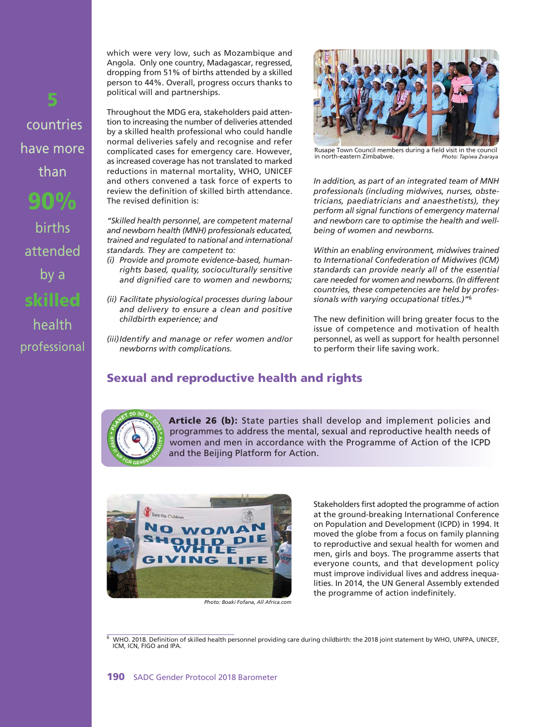5 countries have more than **90%** births attended by a **skilled** health professional

which were very low, such as Mozambique and Angola. Only one country, Madagascar, regressed, dropping from 51% of births attended by a skilled person to 44%. Overall, progress occurs thanks to political will and partnerships.

Throughout the MDG era, stakeholders paid attention to increasing the number of deliveries attended by a skilled health professional who could handle normal deliveries safely and recognise and refer complicated cases for emergency care. However, as increased coverage has not translated to marked reductions in maternal mortality, WHO, UNICEF and others convened a task force of experts to review the definition of skilled birth attendance. The revised definition is:

*"Skilled health personnel, are competent maternal and newborn health (MNH) professionals educated, trained and regulated to national and international standards. They are competent to:*

*(i) Provide and promote evidence-based, human-rights based, quality, socioculturally sensitive and dignified care to women and newborns;*

*(ii) Facilitate physiological processes during labour and delivery to ensure a clean and positive childbirth experience; and*

*(iii) Identify and manage or refer women and/or newborns with complications.*

Rusape Town Council members during a field visit in the council in north-eastern Zimbabwe. *Photo: Tapiwa Zvaraya*

*In addition, as part of an integrated team of MNH professionals (including midwives, nurses, obstetricians, paediatricians and anaesthetists), they perform all signal functions of emergency maternal and newborn care to optimise the health and well-being of women and newborns.*

*Within an enabling environment, midwives trained to International Confederation of Midwives (ICM) standards can provide nearly all of the essential care needed for women and newborns. (In different countries, these competencies are held by professionals with varying occupational titles.)"*[6]

The new definition will bring greater focus to the issue of competence and motivation of health personnel, as well as support for health personnel to perform their life saving work.

## Sexual and reproductive health and rights

**Article 26 (b):** State parties shall develop and implement policies and programmes to address the mental, sexual and reproductive health needs of women and men in accordance with the Programme of Action of the ICPD and the Beijing Platform for Action.

*Photo: Boaki Fofana, All Africa.com*

Stakeholders first adopted the programme of action at the ground-breaking International Conference on Population and Development (ICPD) in 1994. It moved the globe from a focus on family planning to reproductive and sexual health for women and men, girls and boys. The programme asserts that everyone counts, and that development policy must improve individual lives and address inequalities. In 2014, the UN General Assembly extended the programme of action indefinitely.

[6] WHO. 2018. Definition of skilled health personnel providing care during childbirth: the 2018 joint statement by WHO, UNFPA, UNICEF, ICM, ICN, FIGO and IPA.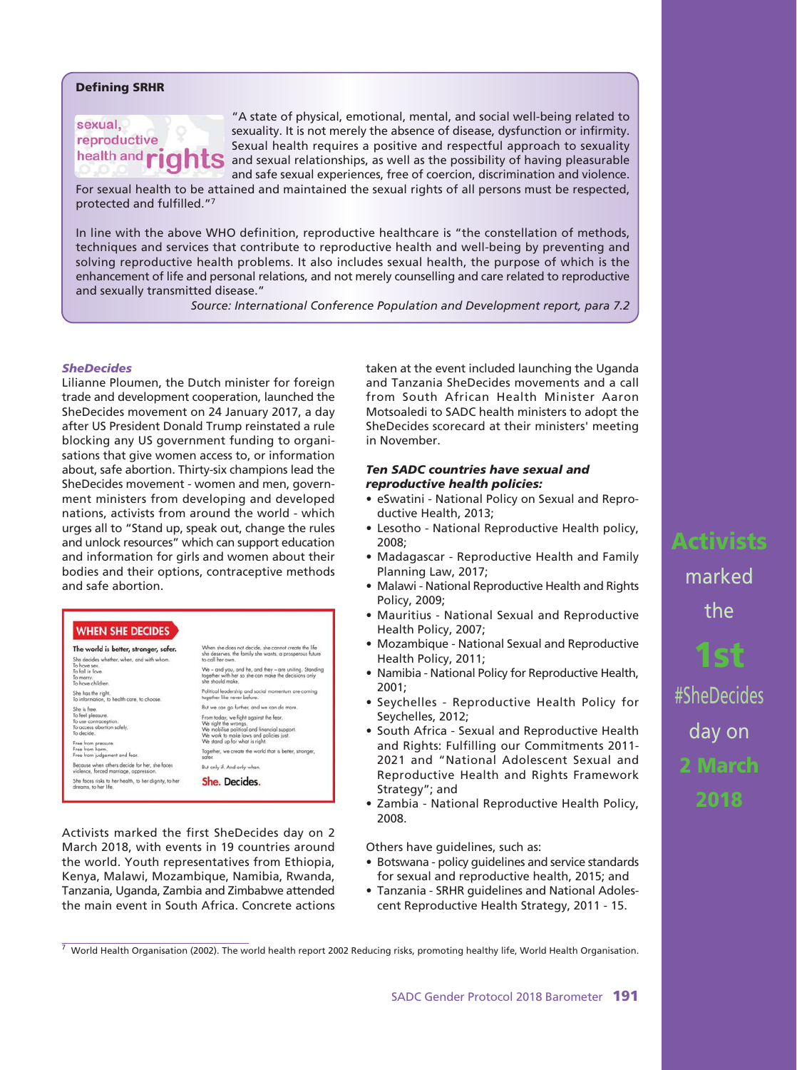**Defining SRHR**

sexual, reproductive health and rights

"A state of physical, emotional, mental, and social well-being related to sexuality. It is not merely the absence of disease, dysfunction or infirmity. Sexual health requires a positive and respectful approach to sexuality and sexual relationships, as well as the possibility of having pleasurable and safe sexual experiences, free of coercion, discrimination and violence. For sexual health to be attained and maintained the sexual rights of all persons must be respected, protected and fulfilled."[7]

In line with the above WHO definition, reproductive healthcare is "the constellation of methods, techniques and services that contribute to reproductive health and well-being by preventing and solving reproductive health problems. It also includes sexual health, the purpose of which is the enhancement of life and personal relations, and not merely counselling and care related to reproductive and sexually transmitted disease."

*Source: International Conference Population and Development report, para 7.2*

***SheDecides***

Lilianne Ploumen, the Dutch minister for foreign trade and development cooperation, launched the SheDecides movement on 24 January 2017, a day after US President Donald Trump reinstated a rule blocking any US government funding to organisations that give women access to, or information about, safe abortion. Thirty-six champions lead the SheDecides movement - women and men, government ministers from developing and developed nations, activists from around the world - which urges all to "Stand up, speak out, change the rules and unlock resources" which can support education and information for girls and women about their bodies and their options, contraceptive methods and safe abortion.

**WHEN SHE DECIDES**

**The world is better, stronger, safer.**

She decides whether, when, and with whom.
To have sex.
To fall in love.
To marry.
To have children.

She has the right.
To information, to health care, to choose.

She is free.
To feel pleasure.
To use contraception.
To access abortion safely.
To decide.

Free from pressure.
Free from harm.
Free from judgement and fear.

Because when others decide for her, she faces violence, forced marriage, oppression.

She faces risks to her health, to her dignity, to her dreams, to her life.

When she does not decide, she cannot create the life she deserves, the family she wants, a prosperous future to call her own.

We – and you, and he, and they – are uniting. Standing together with her so she can make the decisions only she should make.

Political leadership and social momentum are coming together like never before.

But we can go further, and we can do more.

From today, we fight against the fear.
We right the wrongs.
We mobilise political and financial support.
We work to make laws and policies just.
We stand up for what is right.

Together, we create the world that is better, stronger, safer.

But only if. And only when.

**She. Decides.**

Activists marked the first SheDecides day on 2 March 2018, with events in 19 countries around the world. Youth representatives from Ethiopia, Kenya, Malawi, Mozambique, Namibia, Rwanda, Tanzania, Uganda, Zambia and Zimbabwe attended the main event in South Africa. Concrete actions taken at the event included launching the Uganda and Tanzania SheDecides movements and a call from South African Health Minister Aaron Motsoaledi to SADC health ministers to adopt the SheDecides scorecard at their ministers' meeting in November.

***Ten SADC countries have sexual and reproductive health policies:***

- eSwatini - National Policy on Sexual and Reproductive Health, 2013;
- Lesotho - National Reproductive Health policy, 2008;
- Madagascar - Reproductive Health and Family Planning Law, 2017;
- Malawi - National Reproductive Health and Rights Policy, 2009;
- Mauritius - National Sexual and Reproductive Health Policy, 2007;
- Mozambique - National Sexual and Reproductive Health Policy, 2011;
- Namibia - National Policy for Reproductive Health, 2001;
- Seychelles - Reproductive Health Policy for Seychelles, 2012;
- South Africa - Sexual and Reproductive Health and Rights: Fulfilling our Commitments 2011-2021 and "National Adolescent Sexual and Reproductive Health and Rights Framework Strategy"; and
- Zambia - National Reproductive Health Policy, 2008.

Others have guidelines, such as:

- Botswana - policy guidelines and service standards for sexual and reproductive health, 2015; and
- Tanzania - SRHR guidelines and National Adolescent Reproductive Health Strategy, 2011 - 15.

**Activists** marked the **1st** #SheDecides day on **2 March 2018**

[7] World Health Organisation (2002). The world health report 2002 Reducing risks, promoting healthy life, World Health Organisation.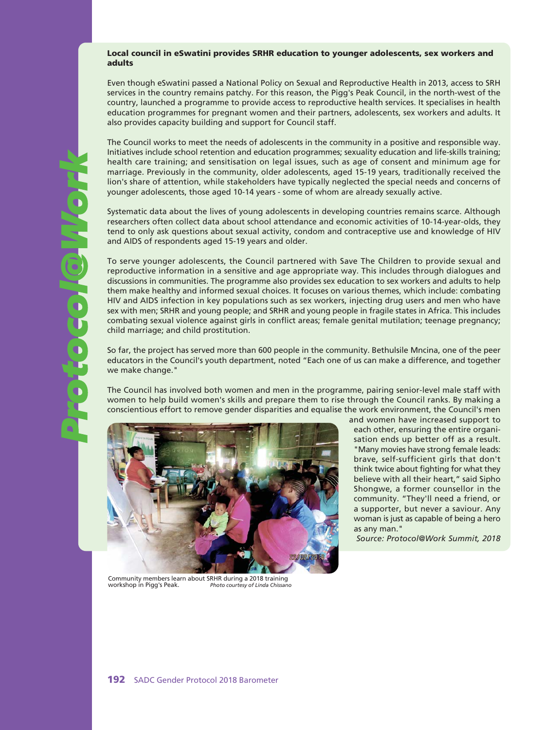**Local council in eSwatini provides SRHR education to younger adolescents, sex workers and adults**

Even though eSwatini passed a National Policy on Sexual and Reproductive Health in 2013, access to SRH services in the country remains patchy. For this reason, the Pigg's Peak Council, in the north-west of the country, launched a programme to provide access to reproductive health services. It specialises in health education programmes for pregnant women and their partners, adolescents, sex workers and adults. It also provides capacity building and support for Council staff.

The Council works to meet the needs of adolescents in the community in a positive and responsible way. Initiatives include school retention and education programmes; sexuality education and life-skills training; health care training; and sensitisation on legal issues, such as age of consent and minimum age for marriage. Previously in the community, older adolescents, aged 15-19 years, traditionally received the lion's share of attention, while stakeholders have typically neglected the special needs and concerns of younger adolescents, those aged 10-14 years - some of whom are already sexually active.

Systematic data about the lives of young adolescents in developing countries remains scarce. Although researchers often collect data about school attendance and economic activities of 10-14-year-olds, they tend to only ask questions about sexual activity, condom and contraceptive use and knowledge of HIV and AIDS of respondents aged 15-19 years and older.

To serve younger adolescents, the Council partnered with Save The Children to provide sexual and reproductive information in a sensitive and age appropriate way. This includes through dialogues and discussions in communities. The programme also provides sex education to sex workers and adults to help them make healthy and informed sexual choices. It focuses on various themes, which include: combating HIV and AIDS infection in key populations such as sex workers, injecting drug users and men who have sex with men; SRHR and young people; and SRHR and young people in fragile states in Africa. This includes combating sexual violence against girls in conflict areas; female genital mutilation; teenage pregnancy; child marriage; and child prostitution.

So far, the project has served more than 600 people in the community. Bethulsile Mncina, one of the peer educators in the Council's youth department, noted "Each one of us can make a difference, and together we make change."

The Council has involved both women and men in the programme, pairing senior-level male staff with women to help build women's skills and prepare them to rise through the Council ranks. By making a conscientious effort to remove gender disparities and equalise the work environment, the Council's men and women have increased support to each other, ensuring the entire organisation ends up better off as a result. "Many movies have strong female leads: brave, self-sufficient girls that don't think twice about fighting for what they believe with all their heart," said Sipho Shongwe, a former counsellor in the community. "They'll need a friend, or a supporter, but never a saviour. Any woman is just as capable of being a hero as any man."

*Source: Protocol@Work Summit, 2018*

Community members learn about SRHR during a 2018 training workshop in Pigg's Peak. *Photo courtesy of Linda Chissano*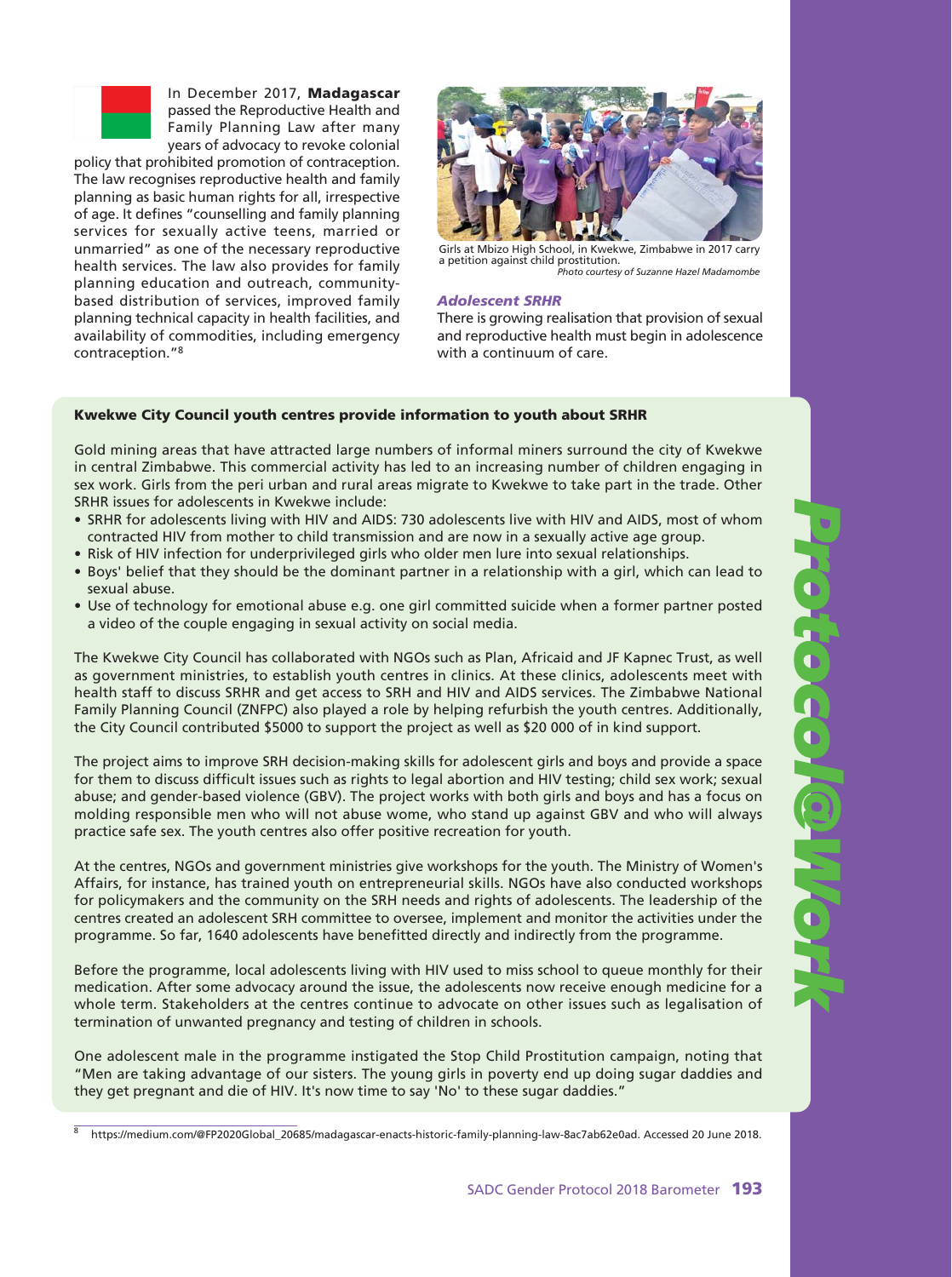In December 2017, **Madagascar** passed the Reproductive Health and Family Planning Law after many years of advocacy to revoke colonial policy that prohibited promotion of contraception. The law recognises reproductive health and family planning as basic human rights for all, irrespective of age. It defines "counselling and family planning services for sexually active teens, married or unmarried" as one of the necessary reproductive health services. The law also provides for family planning education and outreach, community-based distribution of services, improved family planning technical capacity in health facilities, and availability of commodities, including emergency contraception."[8]

Girls at Mbizo High School, in Kwekwe, Zimbabwe in 2017 carry a petition against child prostitution.
*Photo courtesy of Suzanne Hazel Madamombe*

### *Adolescent SRHR*

There is growing realisation that provision of sexual and reproductive health must begin in adolescence with a continuum of care.

**Kwekwe City Council youth centres provide information to youth about SRHR**

Gold mining areas that have attracted large numbers of informal miners surround the city of Kwekwe in central Zimbabwe. This commercial activity has led to an increasing number of children engaging in sex work. Girls from the peri urban and rural areas migrate to Kwekwe to take part in the trade. Other SRHR issues for adolescents in Kwekwe include:

- SRHR for adolescents living with HIV and AIDS: 730 adolescents live with HIV and AIDS, most of whom contracted HIV from mother to child transmission and are now in a sexually active age group.
- Risk of HIV infection for underprivileged girls who older men lure into sexual relationships.
- Boys' belief that they should be the dominant partner in a relationship with a girl, which can lead to sexual abuse.
- Use of technology for emotional abuse e.g. one girl committed suicide when a former partner posted a video of the couple engaging in sexual activity on social media.

The Kwekwe City Council has collaborated with NGOs such as Plan, Africaid and JF Kapnec Trust, as well as government ministries, to establish youth centres in clinics. At these clinics, adolescents meet with health staff to discuss SRHR and get access to SRH and HIV and AIDS services. The Zimbabwe National Family Planning Council (ZNFPC) also played a role by helping refurbish the youth centres. Additionally, the City Council contributed $5000 to support the project as well as $20 000 of in kind support.

The project aims to improve SRH decision-making skills for adolescent girls and boys and provide a space for them to discuss difficult issues such as rights to legal abortion and HIV testing; child sex work; sexual abuse; and gender-based violence (GBV). The project works with both girls and boys and has a focus on molding responsible men who will not abuse women, who stand up against GBV and who will always practice safe sex. The youth centres also offer positive recreation for youth.

At the centres, NGOs and government ministries give workshops for the youth. The Ministry of Women's Affairs, for instance, has trained youth on entrepreneurial skills. NGOs have also conducted workshops for policymakers and the community on the SRH needs and rights of adolescents. The leadership of the centres created an adolescent SRH committee to oversee, implement and monitor the activities under the programme. So far, 1640 adolescents have benefitted directly and indirectly from the programme.

Before the programme, local adolescents living with HIV used to miss school to queue monthly for their medication. After some advocacy around the issue, the adolescents now receive enough medicine for a whole term. Stakeholders at the centres continue to advocate on other issues such as legalisation of termination of unwanted pregnancy and testing of children in schools.

One adolescent male in the programme instigated the Stop Child Prostitution campaign, noting that "Men are taking advantage of our sisters. The young girls in poverty end up doing sugar daddies and they get pregnant and die of HIV. It's now time to say 'No' to these sugar daddies."

[8] https://medium.com/@FP2020Global_20685/madagascar-enacts-historic-family-planning-law-8ac7ab62e0ad. Accessed 20 June 2018.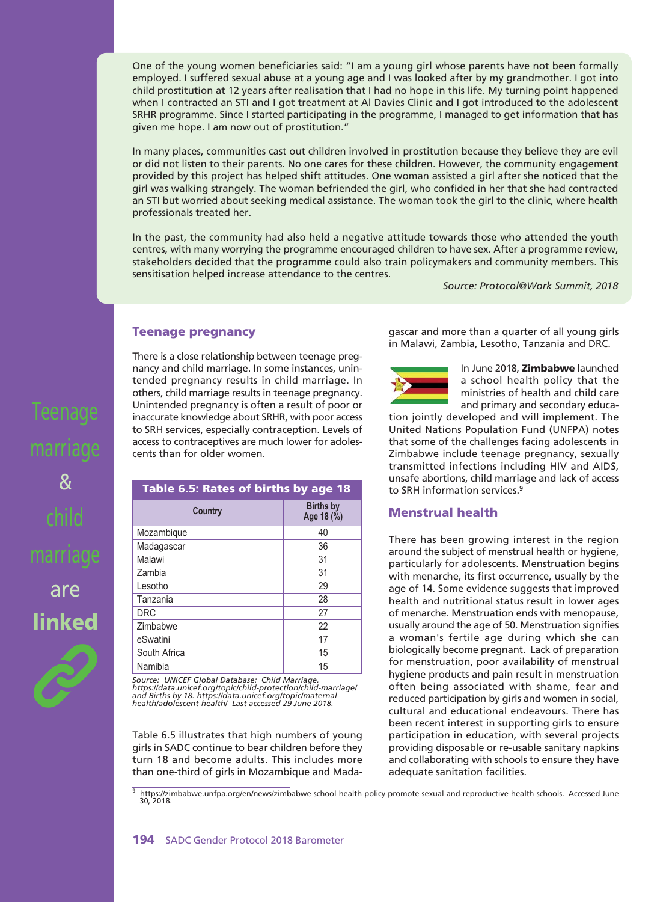One of the young women beneficiaries said: "I am a young girl whose parents have not been formally employed. I suffered sexual abuse at a young age and I was looked after by my grandmother. I got into child prostitution at 12 years after realisation that I had no hope in this life. My turning point happened when I contracted an STI and I got treatment at Al Davies Clinic and I got introduced to the adolescent SRHR programme. Since I started participating in the programme, I managed to get information that has given me hope. I am now out of prostitution."

In many places, communities cast out children involved in prostitution because they believe they are evil or did not listen to their parents. No one cares for these children. However, the community engagement provided by this project has helped shift attitudes. One woman assisted a girl after she noticed that the girl was walking strangely. The woman befriended the girl, who confided in her that she had contracted an STI but worried about seeking medical assistance. The woman took the girl to the clinic, where health professionals treated her.

In the past, the community had also held a negative attitude towards those who attended the youth centres, with many worrying the programme encouraged children to have sex. After a programme review, stakeholders decided that the programme could also train policymakers and community members. This sensitisation helped increase attendance to the centres.

*Source: Protocol@Work Summit, 2018*

Teenage marriage & child marriage are **linked**

## Teenage pregnancy

There is a close relationship between teenage pregnancy and child marriage. In some instances, unintended pregnancy results in child marriage. In others, child marriage results in teenage pregnancy. Unintended pregnancy is often a result of poor or inaccurate knowledge about SRHR, with poor access to SRH services, especially contraception. Levels of access to contraceptives are much lower for adolescents than for older women.

**Table 6.5: Rates of births by age 18**

| Country | Births by Age 18 (%) |
|---|---|
| Mozambique | 40 |
| Madagascar | 36 |
| Malawi | 31 |
| Zambia | 31 |
| Lesotho | 29 |
| Tanzania | 28 |
| DRC | 27 |
| Zimbabwe | 22 |
| eSwatini | 17 |
| South Africa | 15 |
| Namibia | 15 |

*Source: UNICEF Global Database: Child Marriage. https://data.unicef.org/topic/child-protection/child-marriage/ and Births by 18. https://data.unicef.org/topic/maternal-health/adolescent-health/ Last accessed 29 June 2018.*

Table 6.5 illustrates that high numbers of young girls in SADC continue to bear children before they turn 18 and become adults. This includes more than one-third of girls in Mozambique and Madagascar and more than a quarter of all young girls in Malawi, Zambia, Lesotho, Tanzania and DRC.

In June 2018, **Zimbabwe** launched a school health policy that the ministries of health and child care and primary and secondary education jointly developed and will implement. The United Nations Population Fund (UNFPA) notes that some of the challenges facing adolescents in Zimbabwe include teenage pregnancy, sexually transmitted infections including HIV and AIDS, unsafe abortions, child marriage and lack of access to SRH information services.[9]

## Menstrual health

There has been growing interest in the region around the subject of menstrual health or hygiene, particularly for adolescents. Menstruation begins with menarche, its first occurrence, usually by the age of 14. Some evidence suggests that improved health and nutritional status result in lower ages of menarche. Menstruation ends with menopause, usually around the age of 50. Menstruation signifies a woman's fertile age during which she can biologically become pregnant. Lack of preparation for menstruation, poor availability of menstrual hygiene products and pain result in menstruation often being associated with shame, fear and reduced participation by girls and women in social, cultural and educational endeavours. There has been recent interest in supporting girls to ensure participation in education, with several projects providing disposable or re-usable sanitary napkins and collaborating with schools to ensure they have adequate sanitation facilities.

[9] https://zimbabwe.unfpa.org/en/news/zimbabwe-school-health-policy-promote-sexual-and-reproductive-health-schools. Accessed June 30, 2018.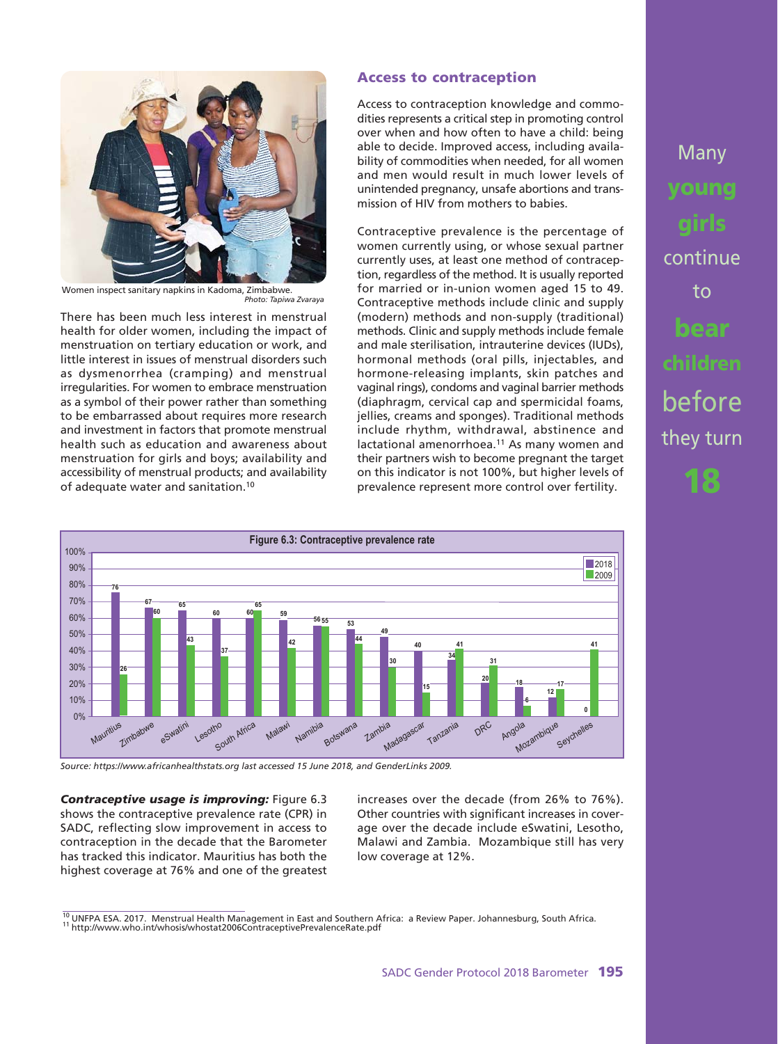Women inspect sanitary napkins in Kadoma, Zimbabwe.
*Photo: Tapiwa Zvaraya*

There has been much less interest in menstrual health for older women, including the impact of menstruation on tertiary education or work, and little interest in issues of menstrual disorders such as dysmenorrhea (cramping) and menstrual irregularities. For women to embrace menstruation as a symbol of their power rather than something to be embarrassed about requires more research and investment in factors that promote menstrual health such as education and awareness about menstruation for girls and boys; availability and accessibility of menstrual products; and availability of adequate water and sanitation.[10]

## Access to contraception

Access to contraception knowledge and commodities represents a critical step in promoting control over when and how often to have a child: being able to decide. Improved access, including availability of commodities when needed, for all women and men would result in much lower levels of unintended pregnancy, unsafe abortions and transmission of HIV from mothers to babies.

Contraceptive prevalence is the percentage of women currently using, or whose sexual partner currently uses, at least one method of contraception, regardless of the method. It is usually reported for married or in-union women aged 15 to 49. Contraceptive methods include clinic and supply (modern) methods and non-supply (traditional) methods. Clinic and supply methods include female and male sterilisation, intrauterine devices (IUDs), hormonal methods (oral pills, injectables, and hormone-releasing implants, skin patches and vaginal rings), condoms and vaginal barrier methods (diaphragm, cervical cap and spermicidal foams, jellies, creams and sponges). Traditional methods include rhythm, withdrawal, abstinence and lactational amenorrhoea.[11] As many women and their partners wish to become pregnant the target on this indicator is not 100%, but higher levels of prevalence represent more control over fertility.

Many **young girls** continue to **bear children** before they turn **18**

**Figure 6.3: Contraceptive prevalence rate**

100%
90%
80%
70%
60%
50%
40%
30%
20%
10%
0%

2018
2009

Mauritius 76 26
Zimbabwe 67 60
eSwatini 65 43
Lesotho 60 37
South Africa 60 65
Malawi 59 42
Namibia 56 55
Botswana 53 44
Zambia 49 30
Madagascar 40 15
Tanzania 34 41
DRC 20 31
Angola 18 6
Mozambique 12 17
Seychelles 0 41

*Source: https://www.africanhealthstats.org last accessed 15 June 2018, and GenderLinks 2009.*

***Contraceptive usage is improving:*** Figure 6.3 shows the contraceptive prevalence rate (CPR) in SADC, reflecting slow improvement in access to contraception in the decade that the Barometer has tracked this indicator. Mauritius has both the highest coverage at 76% and one of the greatest increases over the decade (from 26% to 76%). Other countries with significant increases in coverage over the decade include eSwatini, Lesotho, Malawi and Zambia. Mozambique still has very low coverage at 12%.

[10] UNFPA ESA. 2017. Menstrual Health Management in East and Southern Africa: a Review Paper. Johannesburg, South Africa.
[11] http://www.who.int/whosis/whostat2006ContraceptivePrevalenceRate.pdf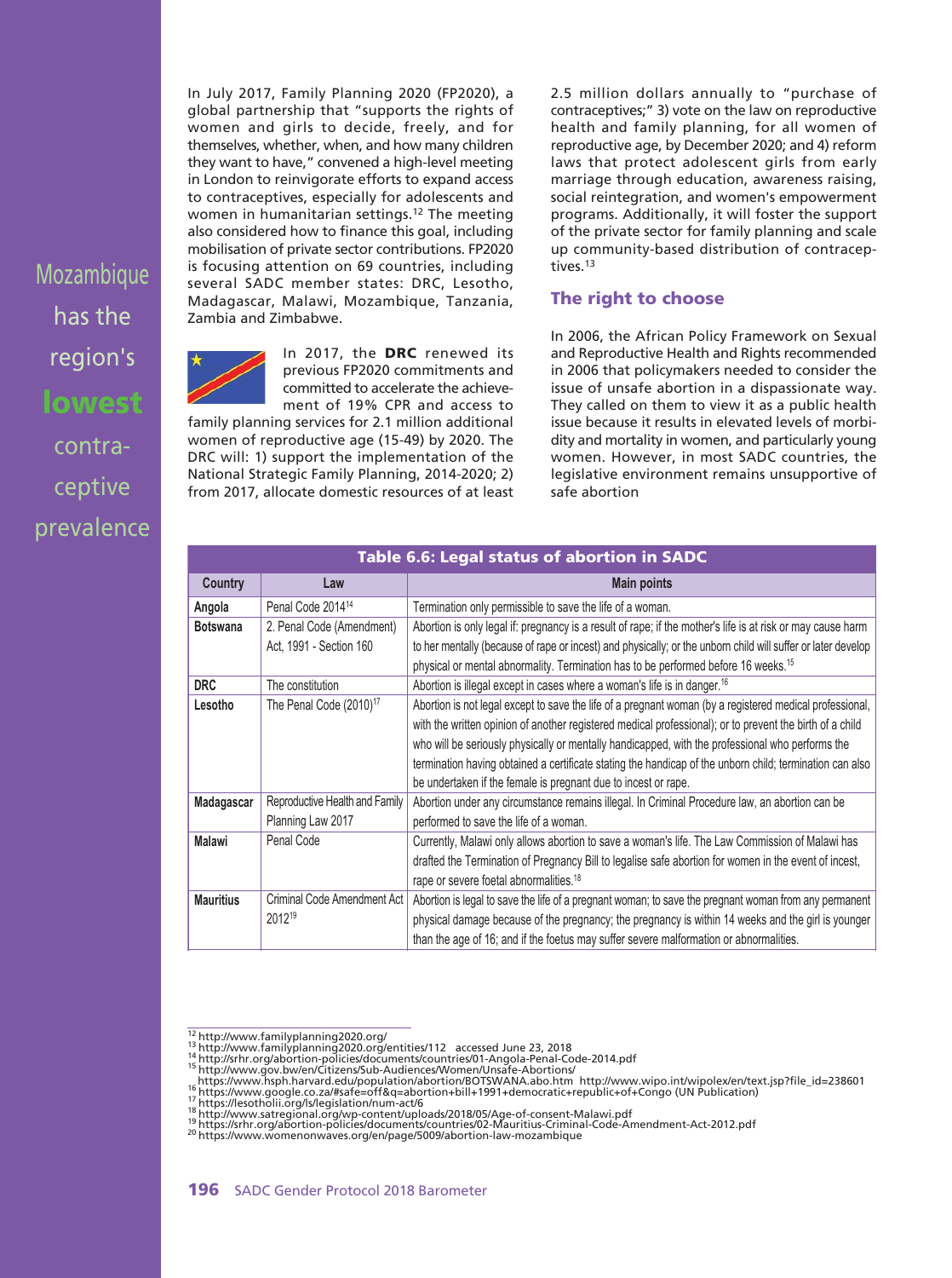Mozambique has the region's **lowest** contraceptive prevalence

In July 2017, Family Planning 2020 (FP2020), a global partnership that "supports the rights of women and girls to decide, freely, and for themselves, whether, when, and how many children they want to have," convened a high-level meeting in London to reinvigorate efforts to expand access to contraceptives, especially for adolescents and women in humanitarian settings.[12] The meeting also considered how to finance this goal, including mobilisation of private sector contributions. FP2020 is focusing attention on 69 countries, including several SADC member states: DRC, Lesotho, Madagascar, Malawi, Mozambique, Tanzania, Zambia and Zimbabwe.

In 2017, the **DRC** renewed its previous FP2020 commitments and committed to accelerate the achievement of 19% CPR and access to family planning services for 2.1 million additional women of reproductive age (15-49) by 2020. The DRC will: 1) support the implementation of the National Strategic Family Planning, 2014-2020; 2) from 2017, allocate domestic resources of at least 2.5 million dollars annually to "purchase of contraceptives;" 3) vote on the law on reproductive health and family planning, for all women of reproductive age, by December 2020; and 4) reform laws that protect adolescent girls from early marriage through education, awareness raising, social reintegration, and women's empowerment programs. Additionally, it will foster the support of the private sector for family planning and scale up community-based distribution of contraceptives.[13]

## The right to choose

In 2006, the African Policy Framework on Sexual and Reproductive Health and Rights recommended in 2006 that policymakers needed to consider the issue of unsafe abortion in a dispassionate way. They called on them to view it as a public health issue because it results in elevated levels of morbidity and mortality in women, and particularly young women. However, in most SADC countries, the legislative environment remains unsupportive of safe abortion

**Table 6.6: Legal status of abortion in SADC**

| Country | Law | Main points |
|---|---|---|
| Angola | Penal Code 2014[14] | Termination only permissible to save the life of a woman. |
| Botswana | 2. Penal Code (Amendment) Act, 1991 - Section 160 | Abortion is only legal if: pregnancy is a result of rape; if the mother's life is at risk or may cause harm to her mentally (because of rape or incest) and physically; or the unborn child will suffer or later develop physical or mental abnormality. Termination has to be performed before 16 weeks.[15] |
| DRC | The constitution | Abortion is illegal except in cases where a woman's life is in danger.[16] |
| Lesotho | The Penal Code (2010)[17] | Abortion is not legal except to save the life of a pregnant woman (by a registered medical professional, with the written opinion of another registered medical professional); or to prevent the birth of a child who will be seriously physically or mentally handicapped, with the professional who performs the termination having obtained a certificate stating the handicap of the unborn child; termination can also be undertaken if the female is pregnant due to incest or rape. |
| Madagascar | Reproductive Health and Family Planning Law 2017 | Abortion under any circumstance remains illegal. In Criminal Procedure law, an abortion can be performed to save the life of a woman. |
| Malawi | Penal Code | Currently, Malawi only allows abortion to save a woman's life. The Law Commission of Malawi has drafted the Termination of Pregnancy Bill to legalise safe abortion for women in the event of incest, rape or severe foetal abnormalities.[18] |
| Mauritius | Criminal Code Amendment Act 2012[19] | Abortion is legal to save the life of a pregnant woman; to save the pregnant woman from any permanent physical damage because of the pregnancy; the pregnancy is within 14 weeks and the girl is younger than the age of 16; and if the foetus may suffer severe malformation or abnormalities. |

[12] http://www.familyplanning2020.org/
[13] http://www.familyplanning2020.org/entities/112 accessed June 23, 2018
[14] http://srhr.org/abortion-policies/documents/countries/01-Angola-Penal-Code-2014.pdf
[15] http://www.gov.bw/en/Citizens/Sub-Audiences/Women/Unsafe-Abortions/
https://www.hsph.harvard.edu/population/abortion/BOTSWANA.abo.htm http://www.wipo.int/wipolex/en/text.jsp?file_id=238601
[16] https://www.google.co.za/#safe=off&q=abortion+bill+1991+democratic+republic+of+Congo (UN Publication)
[17] https://lesotholii.org/ls/legislation/num-act/6
[18] http://www.satregional.org/wp-content/uploads/2018/05/Age-of-consent-Malawi.pdf
[19] https://srhr.org/abortion-policies/documents/countries/02-Mauritius-Criminal-Code-Amendment-Act-2012.pdf
[20] https://www.womenonwaves.org/en/page/5009/abortion-law-mozambique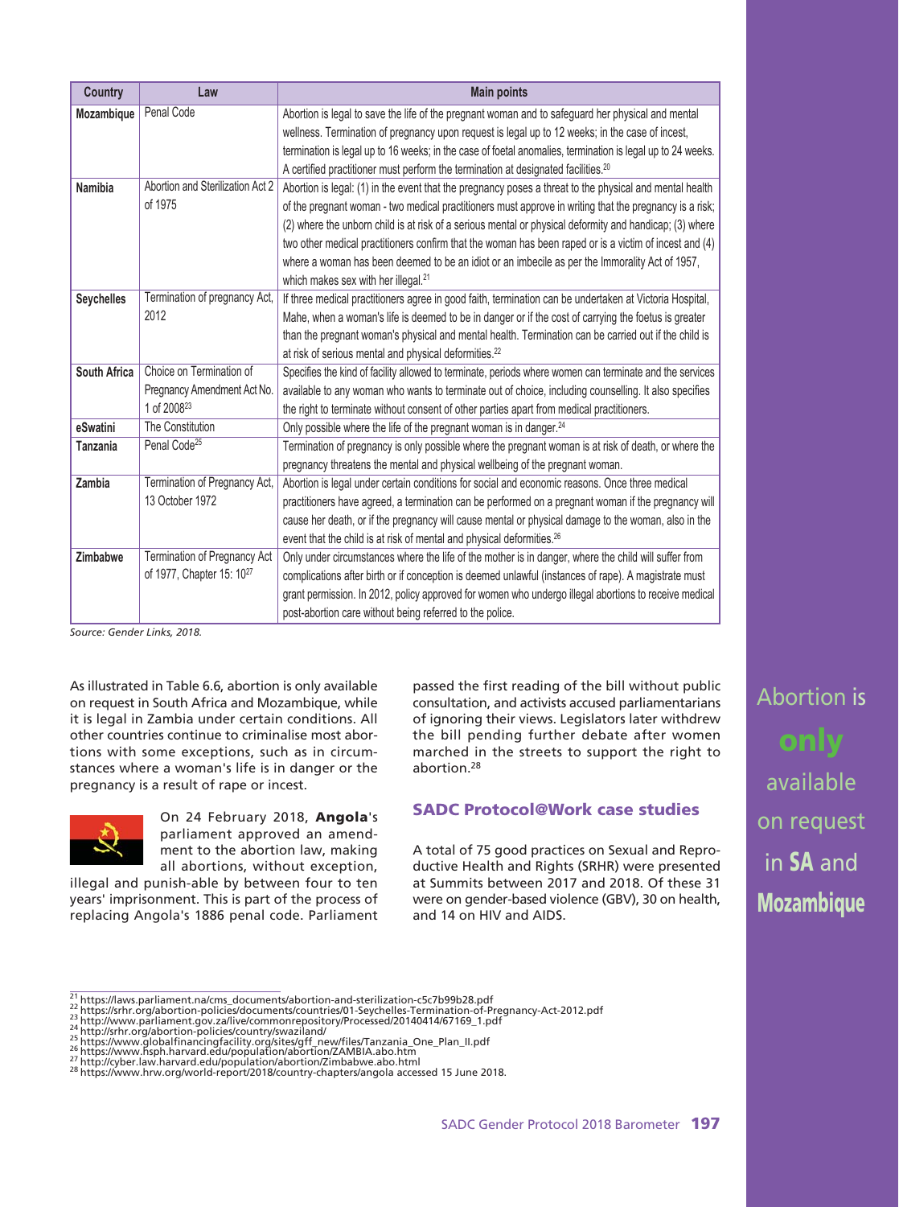| Country | Law | Main points |
| --- | --- | --- |
| Mozambique | Penal Code | Abortion is legal to save the life of the pregnant woman and to safeguard her physical and mental wellness. Termination of pregnancy upon request is legal up to 12 weeks; in the case of incest, termination is legal up to 16 weeks; in the case of foetal anomalies, termination is legal up to 24 weeks. A certified practitioner must perform the termination at designated facilities.[20] |
| Namibia | Abortion and Sterilization Act 2 of 1975 | Abortion is legal: (1) in the event that the pregnancy poses a threat to the physical and mental health of the pregnant woman - two medical practitioners must approve in writing that the pregnancy is a risk; (2) where the unborn child is at risk of a serious mental or physical deformity and handicap; (3) where two other medical practitioners confirm that the woman has been raped or is a victim of incest and (4) where a woman has been deemed to be an idiot or an imbecile as per the Immorality Act of 1957, which makes sex with her illegal.[21] |
| Seychelles | Termination of pregnancy Act, 2012 | If three medical practitioners agree in good faith, termination can be undertaken at Victoria Hospital, Mahe, when a woman's life is deemed to be in danger or if the cost of carrying the foetus is greater than the pregnant woman's physical and mental health. Termination can be carried out if the child is at risk of serious mental and physical deformities.[22] |
| South Africa | Choice on Termination of Pregnancy Amendment Act No. 1 of 2008[23] | Specifies the kind of facility allowed to terminate, periods where women can terminate and the services available to any woman who wants to terminate out of choice, including counselling. It also specifies the right to terminate without consent of other parties apart from medical practitioners. |
| eSwatini | The Constitution | Only possible where the life of the pregnant woman is in danger.[24] |
| Tanzania | Penal Code[25] | Termination of pregnancy is only possible where the pregnant woman is at risk of death, or where the pregnancy threatens the mental and physical wellbeing of the pregnant woman. |
| Zambia | Termination of Pregnancy Act, 13 October 1972 | Abortion is legal under certain conditions for social and economic reasons. Once three medical practitioners have agreed, a termination can be performed on a pregnant woman if the pregnancy will cause her death, or if the pregnancy will cause mental or physical damage to the woman, also in the event that the child is at risk of mental and physical deformities.[26] |
| Zimbabwe | Termination of Pregnancy Act of 1977, Chapter 15: 10[27] | Only under circumstances where the life of the mother is in danger, where the child will suffer from complications after birth or if conception is deemed unlawful (instances of rape). A magistrate must grant permission. In 2012, policy approved for women who undergo illegal abortions to receive medical post-abortion care without being referred to the police. |

*Source: Gender Links, 2018.*

As illustrated in Table 6.6, abortion is only available on request in South Africa and Mozambique, while it is legal in Zambia under certain conditions. All other countries continue to criminalise most abortions with some exceptions, such as in circumstances where a woman's life is in danger or the pregnancy is a result of rape or incest.

On 24 February 2018, **Angola**'s parliament approved an amendment to the abortion law, making all abortions, without exception, illegal and punish-able by between four to ten years' imprisonment. This is part of the process of replacing Angola's 1886 penal code. Parliament passed the first reading of the bill without public consultation, and activists accused parliamentarians of ignoring their views. Legislators later withdrew the bill pending further debate after women marched in the streets to support the right to abortion.[28]

Abortion is **only** available on request in **SA** and **Mozambique**

### SADC Protocol@Work case studies

A total of 75 good practices on Sexual and Reproductive Health and Rights (SRHR) were presented at Summits between 2017 and 2018. Of these 31 were on gender-based violence (GBV), 30 on health, and 14 on HIV and AIDS.

[21] https://laws.parliament.na/cms_documents/abortion-and-sterilization-c5c7b99b28.pdf
[22] https://srhr.org/abortion-policies/documents/countries/01-Seychelles-Termination-of-Pregnancy-Act-2012.pdf
[23] http://www.parliament.gov.za/live/commonrepository/Processed/20140414/67169_1.pdf
[24] http://srhr.org/abortion-policies/country/swaziland/
[25] https://www.globalfinancingfacility.org/sites/gff_new/files/Tanzania_One_Plan_II.pdf
[26] https://www.hsph.harvard.edu/population/abortion/ZAMBIA.abo.htm
[27] http://cyber.law.harvard.edu/population/abortion/Zimbabwe.abo.html
[28] https://www.hrw.org/world-report/2018/country-chapters/angola accessed 15 June 2018.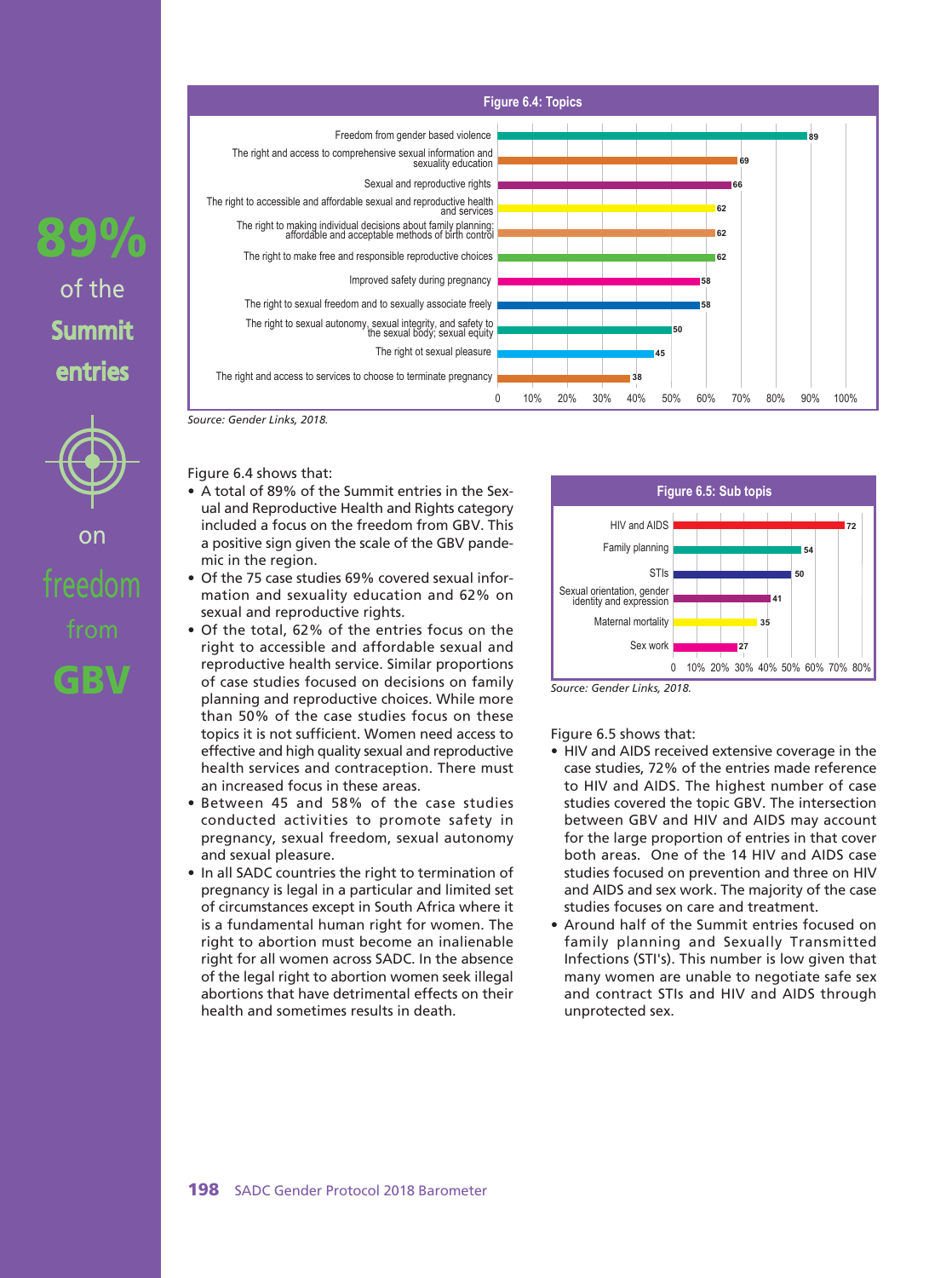**Figure 6.4: Topics**

Freedom from gender based violence 89
The right and access to comprehensive sexual information and sexuality education 69
Sexual and reproductive rights 66
The right to accessible and affordable sexual and reproductive health and services 62
The right to making individual decisions about family planning; affordable and acceptable methods of birth control 62
The right to make free and responsible reproductive choices 62
Improved safety during pregnancy 58
The right to sexual freedom and to sexually associate freely 58
The right to sexual autonomy, sexual integrity, and safety to the sexual body; sexual equity 50
The right ot sexual pleasure 45
The right and access to services to choose to terminate pregnancy 38

0 10% 20% 30% 40% 50% 60% 70% 80% 90% 100%

*Source: Gender Links, 2018.*

**89%** of the **Summit entries** on **freedom from GBV**

Figure 6.4 shows that:

- A total of 89% of the Summit entries in the Sexual and Reproductive Health and Rights category included a focus on the freedom from GBV. This a positive sign given the scale of the GBV pandemic in the region.
- Of the 75 case studies 69% covered sexual information and sexuality education and 62% on sexual and reproductive rights.
- Of the total, 62% of the entries focus on the right to accessible and affordable sexual and reproductive health service. Similar proportions of case studies focused on decisions on family planning and reproductive choices. While more than 50% of the case studies focus on these topics it is not sufficient. Women need access to effective and high quality sexual and reproductive health services and contraception. There must an increased focus in these areas.
- Between 45 and 58% of the case studies conducted activities to promote safety in pregnancy, sexual freedom, sexual autonomy and sexual pleasure.
- In all SADC countries the right to termination of pregnancy is legal in a particular and limited set of circumstances except in South Africa where it is a fundamental human right for women. The right to abortion must become an inalienable right for all women across SADC. In the absence of the legal right to abortion women seek illegal abortions that have detrimental effects on their health and sometimes results in death.

**Figure 6.5: Sub topis**

HIV and AIDS 72
Family planning 54
STIs 50
Sexual orientation, gender identity and expression 41
Maternal mortality 35
Sex work 27

0 10% 20% 30% 40% 50% 60% 70% 80%

*Source: Gender Links, 2018.*

Figure 6.5 shows that:

- HIV and AIDS received extensive coverage in the case studies, 72% of the entries made reference to HIV and AIDS. The highest number of case studies covered the topic GBV. The intersection between GBV and HIV and AIDS may account for the large proportion of entries in that cover both areas. One of the 14 HIV and AIDS case studies focused on prevention and three on HIV and AIDS and sex work. The majority of the case studies focuses on care and treatment.
- Around half of the Summit entries focused on family planning and Sexually Transmitted Infections (STI's). This number is low given that many women are unable to negotiate safe sex and contract STIs and HIV and AIDS through unprotected sex.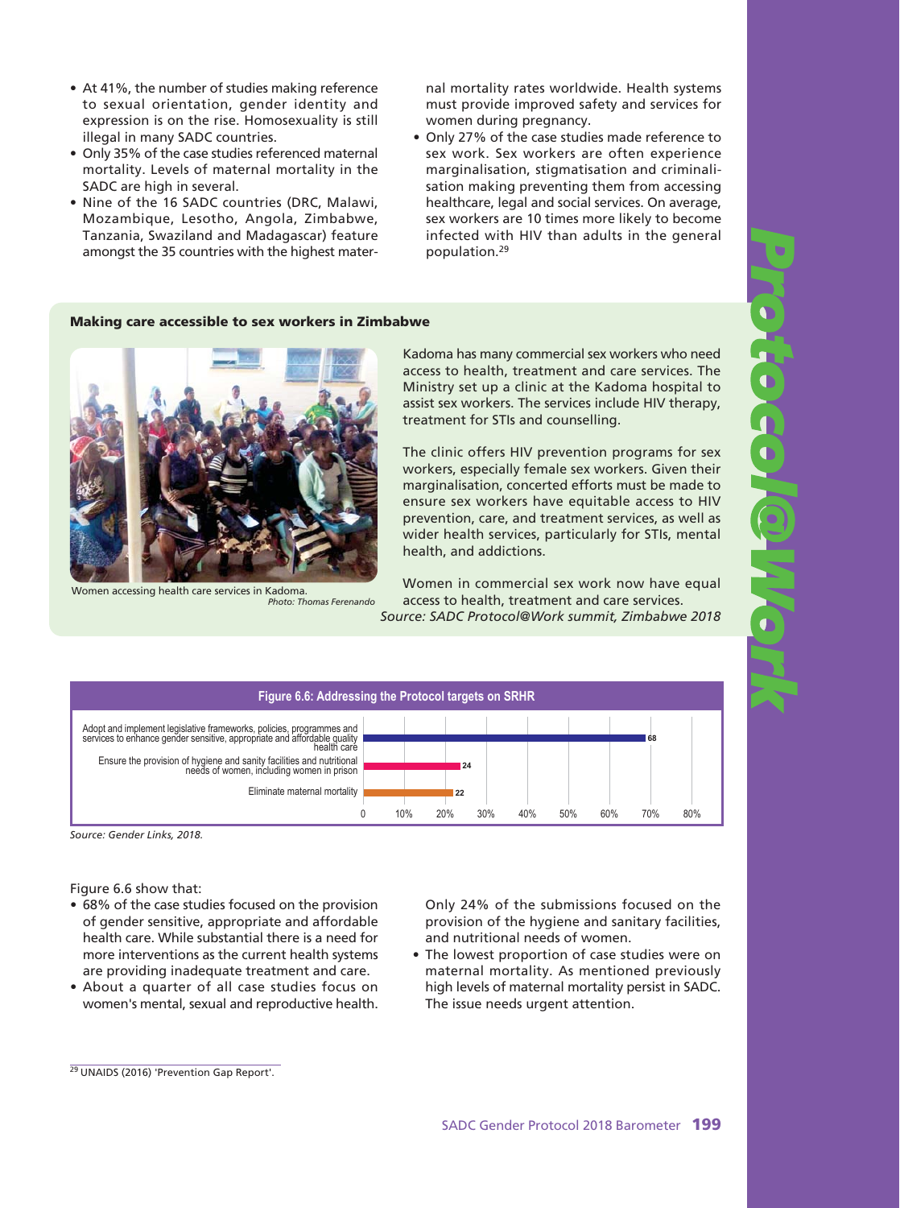- At 41%, the number of studies making reference to sexual orientation, gender identity and expression is on the rise. Homosexuality is still illegal in many SADC countries.
- Only 35% of the case studies referenced maternal mortality. Levels of maternal mortality in the SADC are high in several.
- Nine of the 16 SADC countries (DRC, Malawi, Mozambique, Lesotho, Angola, Zimbabwe, Tanzania, Swaziland and Madagascar) feature amongst the 35 countries with the highest maternal mortality rates worldwide. Health systems must provide improved safety and services for women during pregnancy.
- Only 27% of the case studies made reference to sex work. Sex workers are often experience marginalisation, stigmatisation and criminalisation making preventing them from accessing healthcare, legal and social services. On average, sex workers are 10 times more likely to become infected with HIV than adults in the general population.[29]

### Making care accessible to sex workers in Zimbabwe

Women accessing health care services in Kadoma.
*Photo: Thomas Ferenando*

Kadoma has many commercial sex workers who need access to health, treatment and care services. The Ministry set up a clinic at the Kadoma hospital to assist sex workers. The services include HIV therapy, treatment for STIs and counselling.

The clinic offers HIV prevention programs for sex workers, especially female sex workers. Given their marginalisation, concerted efforts must be made to ensure sex workers have equitable access to HIV prevention, care, and treatment services, as well as wider health services, particularly for STIs, mental health, and addictions.

Women in commercial sex work now have equal access to health, treatment and care services.

*Source: SADC Protocol@Work summit, Zimbabwe 2018*

**Figure 6.6: Addressing the Protocol targets on SRHR**

Adopt and implement legislative frameworks, policies, programmes and services to enhance gender sensitive, appropriate and affordable quality health care 68

Ensure the provision of hygiene and sanity facilities and nutritional needs of women, including women in prison 24

Eliminate maternal mortality 22

0 10% 20% 30% 40% 50% 60% 70% 80%

*Source: Gender Links, 2018.*

Figure 6.6 show that:

- 68% of the case studies focused on the provision of gender sensitive, appropriate and affordable health care. While substantial there is a need for more interventions as the current health systems are providing inadequate treatment and care.
- About a quarter of all case studies focus on women's mental, sexual and reproductive health. Only 24% of the submissions focused on the provision of the hygiene and sanitary facilities, and nutritional needs of women.
- The lowest proportion of case studies were on maternal mortality. As mentioned previously high levels of maternal mortality persist in SADC. The issue needs urgent attention.

[29] UNAIDS (2016) 'Prevention Gap Report'.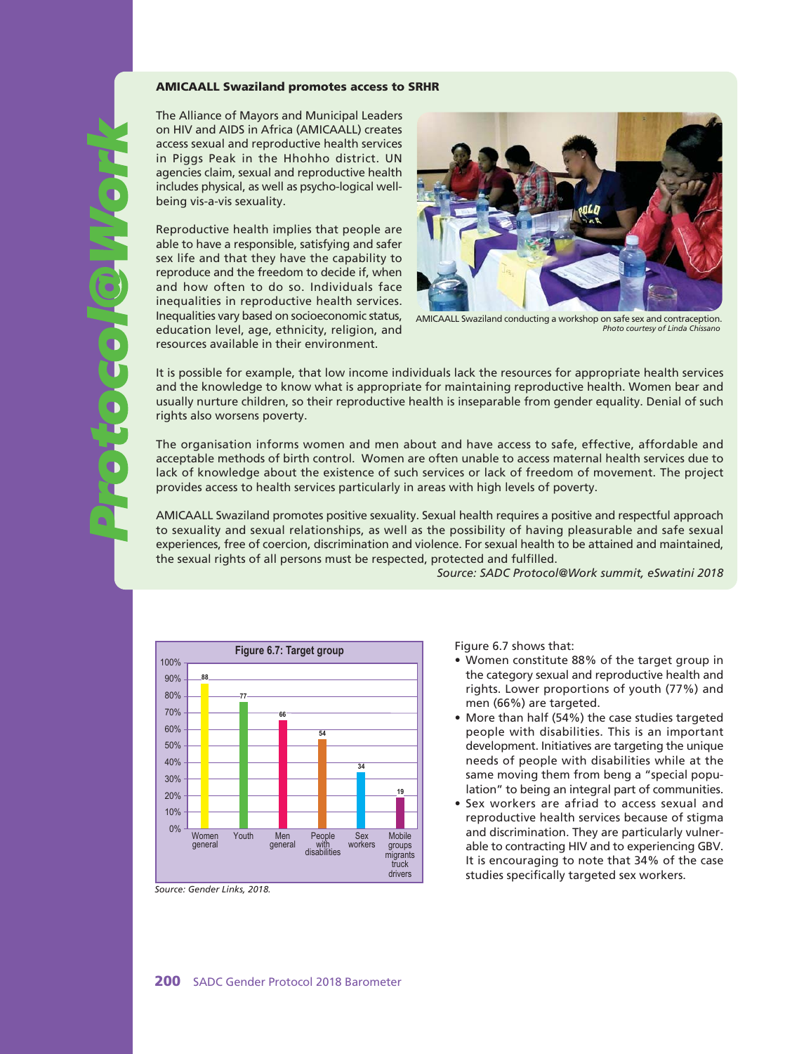Protocol@Work

### AMICAALL Swaziland promotes access to SRHR

The Alliance of Mayors and Municipal Leaders on HIV and AIDS in Africa (AMICAALL) creates access sexual and reproductive health services in Piggs Peak in the Hhohho district. UN agencies claim, sexual and reproductive health includes physical, as well as psycho-logical well-being vis-a-vis sexuality.

Reproductive health implies that people are able to have a responsible, satisfying and safer sex life and that they have the capability to reproduce and the freedom to decide if, when and how often to do so. Individuals face inequalities in reproductive health services. Inequalities vary based on socioeconomic status, education level, age, ethnicity, religion, and resources available in their environment.

AMICAALL Swaziland conducting a workshop on safe sex and contraception.
*Photo courtesy of Linda Chissano*

It is possible for example, that low income individuals lack the resources for appropriate health services and the knowledge to know what is appropriate for maintaining reproductive health. Women bear and usually nurture children, so their reproductive health is inseparable from gender equality. Denial of such rights also worsens poverty.

The organisation informs women and men about and have access to safe, effective, affordable and acceptable methods of birth control. Women are often unable to access maternal health services due to lack of knowledge about the existence of such services or lack of freedom of movement. The project provides access to health services particularly in areas with high levels of poverty.

AMICAALL Swaziland promotes positive sexuality. Sexual health requires a positive and respectful approach to sexuality and sexual relationships, as well as the possibility of having pleasurable and safe sexual experiences, free of coercion, discrimination and violence. For sexual health to be attained and maintained, the sexual rights of all persons must be respected, protected and fulfilled.

*Source: SADC Protocol@Work summit, eSwatini 2018*

**Figure 6.7: Target group**

100%
90%
80%
70%
60%
50%
40%
30%
20%
10%
0%

88 77 66 54 34 19

Women general
Youth
Men general
People with disabilities
Sex workers
Mobile groups migrants truck drivers

*Source: Gender Links, 2018.*

Figure 6.7 shows that:

- Women constitute 88% of the target group in the category sexual and reproductive health and rights. Lower proportions of youth (77%) and men (66%) are targeted.
- More than half (54%) the case studies targeted people with disabilities. This is an important development. Initiatives are targeting the unique needs of people with disabilities while at the same moving them from beng a "special population" to being an integral part of communities.
- Sex workers are afriad to access sexual and reproductive health services because of stigma and discrimination. They are particularly vulnerable to contracting HIV and to experiencing GBV. It is encouraging to note that 34% of the case studies specifically targeted sex workers.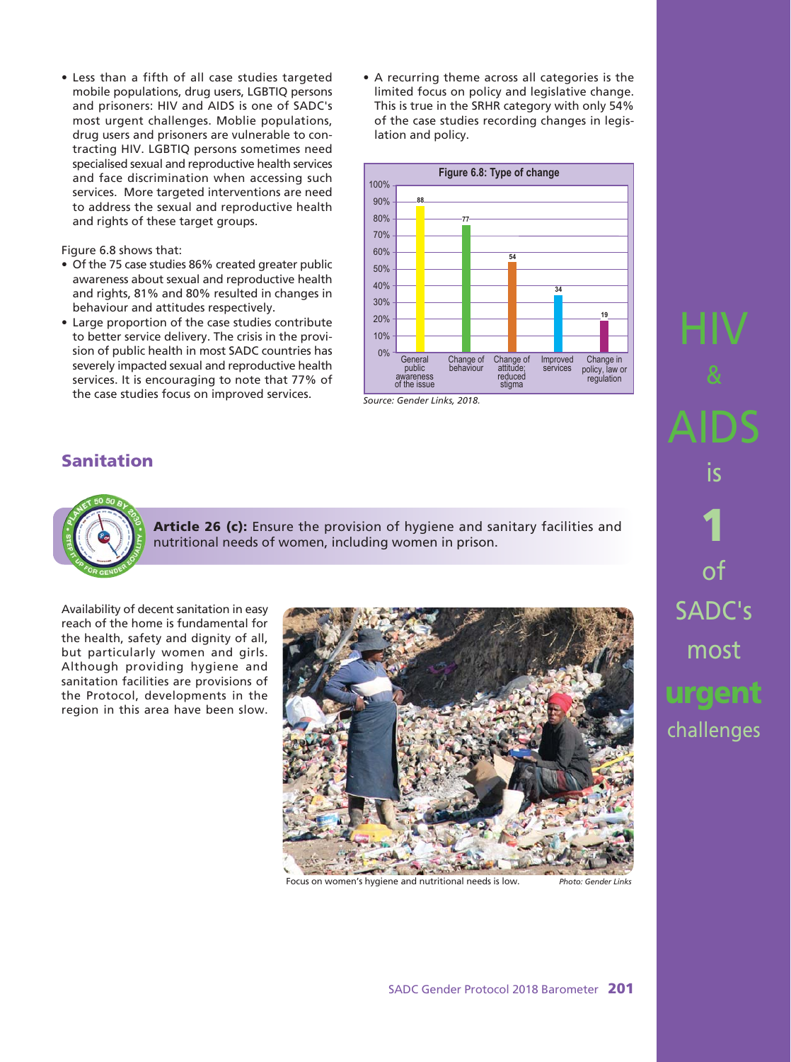- Less than a fifth of all case studies targeted mobile populations, drug users, LGBTIQ persons and prisoners: HIV and AIDS is one of SADC's most urgent challenges. Moblie populations, drug users and prisoners are vulnerable to contracting HIV. LGBTIQ persons sometimes need specialised sexual and reproductive health services and face discrimination when accessing such services. More targeted interventions are need to address the sexual and reproductive health and rights of these target groups.

Figure 6.8 shows that:

- Of the 75 case studies 86% created greater public awareness about sexual and reproductive health and rights, 81% and 80% resulted in changes in behaviour and attitudes respectively.
- Large proportion of the case studies contribute to better service delivery. The crisis in the provision of public health in most SADC countries has severely impacted sexual and reproductive health services. It is encouraging to note that 77% of the case studies focus on improved services.
- A recurring theme across all categories is the limited focus on policy and legislative change. This is true in the SRHR category with only 54% of the case studies recording changes in legislation and policy.

**Figure 6.8: Type of change**

100%
90%
80%
70%
60%
50%
40%
30%
20%
10%
0%

88 — General public awareness of the issue
77 — Change of behaviour
54 — Change of attitude; reduced stigma
34 — Improved services
19 — Change in policy, law or regulation

*Source: Gender Links, 2018.*

## Sanitation

**Article 26 (c):** Ensure the provision of hygiene and sanitary facilities and nutritional needs of women, including women in prison.

Availability of decent sanitation in easy reach of the home is fundamental for the health, safety and dignity of all, but particularly women and girls. Although providing hygiene and sanitation facilities are provisions of the Protocol, developments in the region in this area have been slow.

Focus on women's hygiene and nutritional needs is low. *Photo: Gender Links*

HIV & AIDS is 1 of SADC's most **urgent** challenges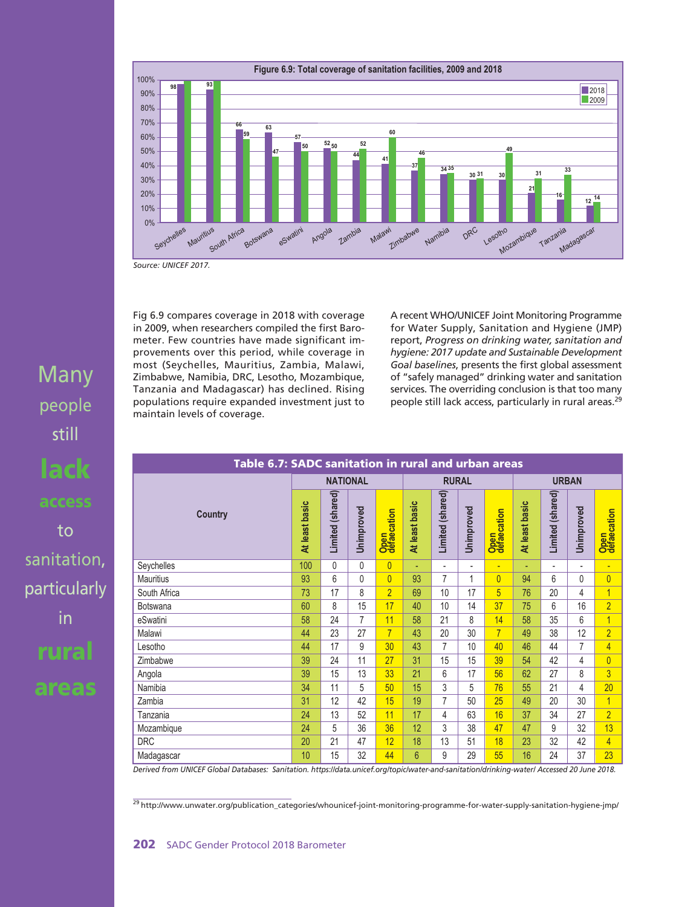**Figure 6.9: Total coverage of sanitation facilities, 2009 and 2018**

100%
90%
80%
70%
60%
50%
40%
30%
20%
10%
0%

2018
2009

Seychelles 98
Mauritius 93
South Africa 66 59
Botswana 63 47
eSwatini 57 50
Angola 52 50
Zambia 44 52
Malawi 41 60
Zimbabwe 37 46
Namibia 34 35
DRC 30 31
Lesotho 30 49
Mozambique 21 31
Tanzania 16 33
Madagascar 12 14

*Source: UNICEF 2017.*

Fig 6.9 compares coverage in 2018 with coverage in 2009, when researchers compiled the first Barometer. Few countries have made significant improvements over this period, while coverage in most (Seychelles, Mauritius, Zambia, Malawi, Zimbabwe, Namibia, DRC, Lesotho, Mozambique, Tanzania and Madagascar) has declined. Rising populations require expanded investment just to maintain levels of coverage.

A recent WHO/UNICEF Joint Monitoring Programme for Water Supply, Sanitation and Hygiene (JMP) report, *Progress on drinking water, sanitation and hygiene: 2017 update and Sustainable Development Goal baselines*, presents the first global assessment of "safely managed" drinking water and sanitation services. The overriding conclusion is that too many people still lack access, particularly in rural areas.[29]

Many people still **lack access** to sanitation, particularly in **rural areas**

**Table 6.7: SADC sanitation in rural and urban areas**

| Country | NATIONAL | | | | RURAL | | | | URBAN | | | |
|---|---|---|---|---|---|---|---|---|---|---|---|---|
| | At least basic | Limited (shared) | Unimproved | Open defaecation | At least basic | Limited (shared) | Unimproved | Open defaecation | At least basic | Limited (shared) | Unimproved | Open defaecation |
| Seychelles | 100 | 0 | 0 | 0 | - | - | - | - | - | - | - | - |
| Mauritius | 93 | 6 | 0 | 0 | 93 | 7 | 1 | 0 | 94 | 6 | 0 | 0 |
| South Africa | 73 | 17 | 8 | 2 | 69 | 10 | 17 | 5 | 76 | 20 | 4 | 1 |
| Botswana | 60 | 8 | 15 | 17 | 40 | 10 | 14 | 37 | 75 | 6 | 16 | 2 |
| eSwatini | 58 | 24 | 7 | 11 | 58 | 21 | 8 | 14 | 58 | 35 | 6 | 1 |
| Malawi | 44 | 23 | 27 | 7 | 43 | 20 | 30 | 7 | 49 | 38 | 12 | 2 |
| Lesotho | 44 | 17 | 9 | 30 | 43 | 7 | 10 | 40 | 46 | 44 | 7 | 4 |
| Zimbabwe | 39 | 24 | 11 | 27 | 31 | 15 | 15 | 39 | 54 | 42 | 4 | 0 |
| Angola | 39 | 15 | 13 | 33 | 21 | 6 | 17 | 56 | 62 | 27 | 8 | 3 |
| Namibia | 34 | 11 | 5 | 50 | 15 | 3 | 5 | 76 | 55 | 21 | 4 | 20 |
| Zambia | 31 | 12 | 42 | 15 | 19 | 7 | 50 | 25 | 49 | 20 | 30 | 1 |
| Tanzania | 24 | 13 | 52 | 11 | 17 | 4 | 63 | 16 | 37 | 34 | 27 | 2 |
| Mozambique | 24 | 5 | 36 | 36 | 12 | 3 | 38 | 47 | 47 | 9 | 32 | 13 |
| DRC | 20 | 21 | 47 | 12 | 18 | 13 | 51 | 18 | 23 | 32 | 42 | 4 |
| Madagascar | 10 | 15 | 32 | 44 | 6 | 9 | 29 | 55 | 16 | 24 | 37 | 23 |

*Derived from UNICEF Global Databases: Sanitation. https://data.unicef.org/topic/water-and-sanitation/drinking-water/ Accessed 20 June 2018.*

[29] http://www.unwater.org/publication_categories/whounicef-joint-monitoring-programme-for-water-supply-sanitation-hygiene-jmp/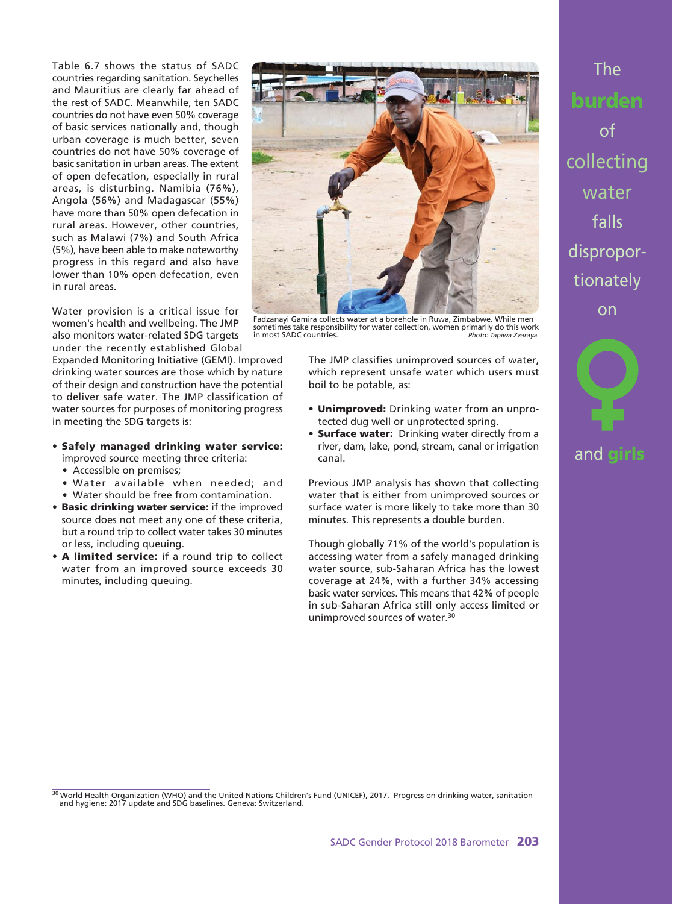Table 6.7 shows the status of SADC countries regarding sanitation. Seychelles and Mauritius are clearly far ahead of the rest of SADC. Meanwhile, ten SADC countries do not have even 50% coverage of basic services nationally and, though urban coverage is much better, seven countries do not have 50% coverage of basic sanitation in urban areas. The extent of open defecation, especially in rural areas, is disturbing. Namibia (76%), Angola (56%) and Madagascar (55%) have more than 50% open defecation in rural areas. However, other countries, such as Malawi (7%) and South Africa (5%), have been able to make noteworthy progress in this regard and also have lower than 10% open defecation, even in rural areas.

Water provision is a critical issue for women's health and wellbeing. The JMP also monitors water-related SDG targets under the recently established Global Expanded Monitoring Initiative (GEMI). Improved drinking water sources are those which by nature of their design and construction have the potential to deliver safe water. The JMP classification of water sources for purposes of monitoring progress in meeting the SDG targets is:

- **Safely managed drinking water service:** improved source meeting three criteria:
  - Accessible on premises;
  - Water available when needed; and
  - Water should be free from contamination.
- **Basic drinking water service:** if the improved source does not meet any one of these criteria, but a round trip to collect water takes 30 minutes or less, including queuing.
- **A limited service:** if a round trip to collect water from an improved source exceeds 30 minutes, including queuing.

Fadzanayi Gamira collects water at a borehole in Ruwa, Zimbabwe. While men sometimes take responsibility for water collection, women primarily do this work in most SADC countries. *Photo: Tapiwa Zvaraya*

The JMP classifies unimproved sources of water, which represent unsafe water which users must boil to be potable, as:

- **Unimproved:** Drinking water from an unprotected dug well or unprotected spring.
- **Surface water:** Drinking water directly from a river, dam, lake, pond, stream, canal or irrigation canal.

Previous JMP analysis has shown that collecting water that is either from unimproved sources or surface water is more likely to take more than 30 minutes. This represents a double burden.

Though globally 71% of the world's population is accessing water from a safely managed drinking water source, sub-Saharan Africa has the lowest coverage at 24%, with a further 34% accessing basic water services. This means that 42% of people in sub-Saharan Africa still only access limited or unimproved sources of water.[30]

The **burden** of collecting water falls disproportionately on ♀ and **girls**

[30] World Health Organization (WHO) and the United Nations Children's Fund (UNICEF), 2017. Progress on drinking water, sanitation and hygiene: 2017 update and SDG baselines. Geneva: Switzerland.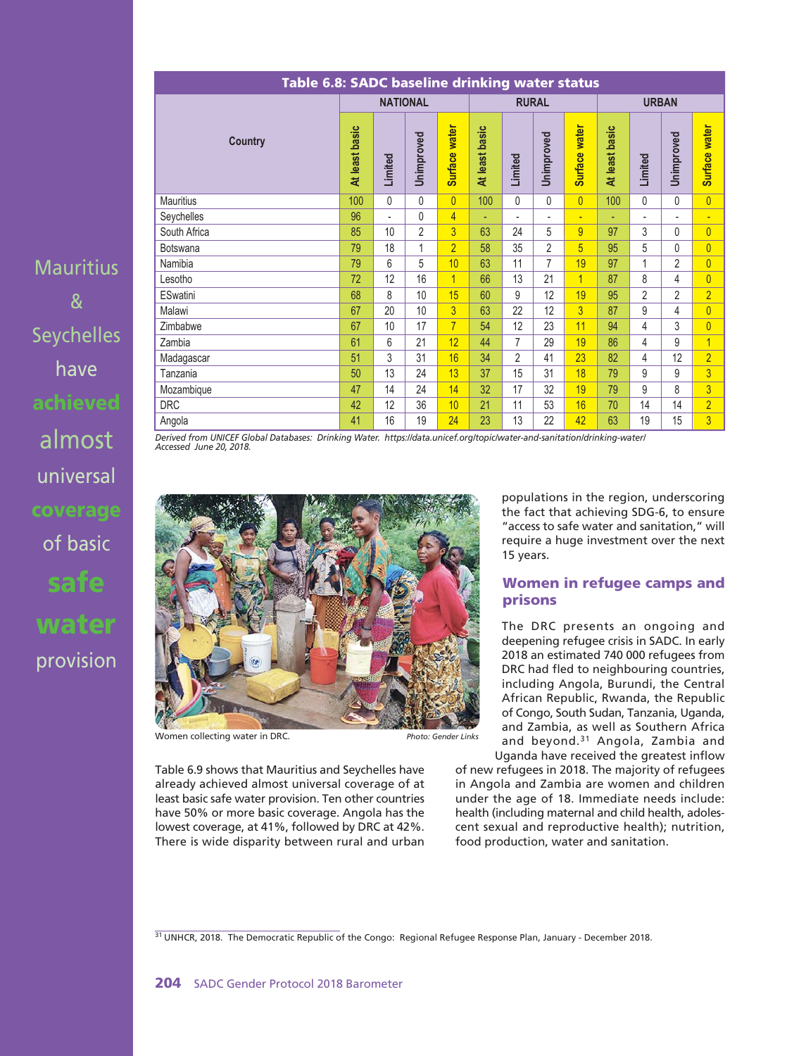Mauritius & Seychelles have **achieved** almost universal **coverage** of basic **safe water** provision

**Table 6.8: SADC baseline drinking water status**

| Country | NATIONAL | | | | RURAL | | | | URBAN | | | |
|---|---|---|---|---|---|---|---|---|---|---|---|---|
| | At least basic | Limited | Unimproved | Surface water | At least basic | Limited | Unimproved | Surface water | At least basic | Limited | Unimproved | Surface water |
| Mauritius | 100 | 0 | 0 | 0 | 100 | 0 | 0 | 0 | 100 | 0 | 0 | 0 |
| Seychelles | 96 | - | 0 | 4 | - | - | - | - | - | - | - | - |
| South Africa | 85 | 10 | 2 | 3 | 63 | 24 | 5 | 9 | 97 | 3 | 0 | 0 |
| Botswana | 79 | 18 | 1 | 2 | 58 | 35 | 2 | 5 | 95 | 5 | 0 | 0 |
| Namibia | 79 | 6 | 5 | 10 | 63 | 11 | 7 | 19 | 97 | 1 | 2 | 0 |
| Lesotho | 72 | 12 | 16 | 1 | 66 | 13 | 21 | 1 | 87 | 8 | 4 | 0 |
| ESwatini | 68 | 8 | 10 | 15 | 60 | 9 | 12 | 19 | 95 | 2 | 2 | 2 |
| Malawi | 67 | 20 | 10 | 3 | 63 | 22 | 12 | 3 | 87 | 9 | 4 | 0 |
| Zimbabwe | 67 | 10 | 17 | 7 | 54 | 12 | 23 | 11 | 94 | 4 | 3 | 0 |
| Zambia | 61 | 6 | 21 | 12 | 44 | 7 | 29 | 19 | 86 | 4 | 9 | 1 |
| Madagascar | 51 | 3 | 31 | 16 | 34 | 2 | 41 | 23 | 82 | 4 | 12 | 2 |
| Tanzania | 50 | 13 | 24 | 13 | 37 | 15 | 31 | 18 | 79 | 9 | 9 | 3 |
| Mozambique | 47 | 14 | 24 | 14 | 32 | 17 | 32 | 19 | 79 | 9 | 8 | 3 |
| DRC | 42 | 12 | 36 | 10 | 21 | 11 | 53 | 16 | 70 | 14 | 14 | 2 |
| Angola | 41 | 16 | 19 | 24 | 23 | 13 | 22 | 42 | 63 | 19 | 15 | 3 |

*Derived from UNICEF Global Databases: Drinking Water. https://data.unicef.org/topic/water-and-sanitation/drinking-water/ Accessed June 20, 2018.*

Women collecting water in DRC. *Photo: Gender Links*

Table 6.9 shows that Mauritius and Seychelles have already achieved almost universal coverage of at least basic safe water provision. Ten other countries have 50% or more basic coverage. Angola has the lowest coverage, at 41%, followed by DRC at 42%. There is wide disparity between rural and urban populations in the region, underscoring the fact that achieving SDG-6, to ensure "access to safe water and sanitation," will require a huge investment over the next 15 years.

## Women in refugee camps and prisons

The DRC presents an ongoing and deepening refugee crisis in SADC. In early 2018 an estimated 740 000 refugees from DRC had fled to neighbouring countries, including Angola, Burundi, the Central African Republic, Rwanda, the Republic of Congo, South Sudan, Tanzania, Uganda, and Zambia, as well as Southern Africa and beyond.[31] Angola, Zambia and Uganda have received the greatest inflow of new refugees in 2018. The majority of refugees in Angola and Zambia are women and children under the age of 18. Immediate needs include: health (including maternal and child health, adolescent sexual and reproductive health); nutrition, food production, water and sanitation.

[31] UNHCR, 2018. The Democratic Republic of the Congo: Regional Refugee Response Plan, January - December 2018.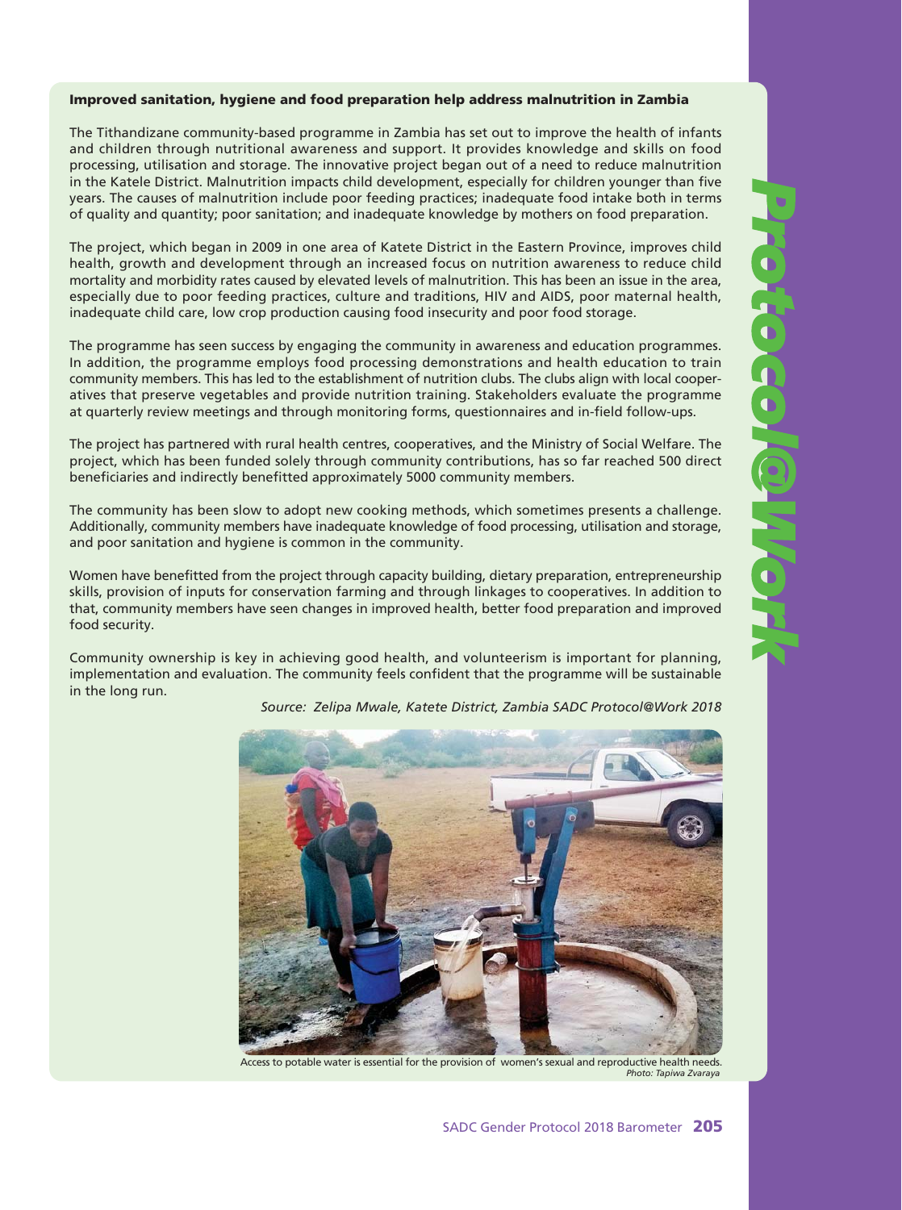**Improved sanitation, hygiene and food preparation help address malnutrition in Zambia**

The Tithandizane community-based programme in Zambia has set out to improve the health of infants and children through nutritional awareness and support. It provides knowledge and skills on food processing, utilisation and storage. The innovative project began out of a need to reduce malnutrition in the Katele District. Malnutrition impacts child development, especially for children younger than five years. The causes of malnutrition include poor feeding practices; inadequate food intake both in terms of quality and quantity; poor sanitation; and inadequate knowledge by mothers on food preparation.

The project, which began in 2009 in one area of Katete District in the Eastern Province, improves child health, growth and development through an increased focus on nutrition awareness to reduce child mortality and morbidity rates caused by elevated levels of malnutrition. This has been an issue in the area, especially due to poor feeding practices, culture and traditions, HIV and AIDS, poor maternal health, inadequate child care, low crop production causing food insecurity and poor food storage.

The programme has seen success by engaging the community in awareness and education programmes. In addition, the programme employs food processing demonstrations and health education to train community members. This has led to the establishment of nutrition clubs. The clubs align with local cooperatives that preserve vegetables and provide nutrition training. Stakeholders evaluate the programme at quarterly review meetings and through monitoring forms, questionnaires and in-field follow-ups.

The project has partnered with rural health centres, cooperatives, and the Ministry of Social Welfare. The project, which has been funded solely through community contributions, has so far reached 500 direct beneficiaries and indirectly benefitted approximately 5000 community members.

The community has been slow to adopt new cooking methods, which sometimes presents a challenge. Additionally, community members have inadequate knowledge of food processing, utilisation and storage, and poor sanitation and hygiene is common in the community.

Women have benefitted from the project through capacity building, dietary preparation, entrepreneurship skills, provision of inputs for conservation farming and through linkages to cooperatives. In addition to that, community members have seen changes in improved health, better food preparation and improved food security.

Community ownership is key in achieving good health, and volunteerism is important for planning, implementation and evaluation. The community feels confident that the programme will be sustainable in the long run.

*Source: Zelipa Mwale, Katete District, Zambia SADC Protocol@Work 2018*

Access to potable water is essential for the provision of women's sexual and reproductive health needs.
*Photo: Tapiwa Zvaraya*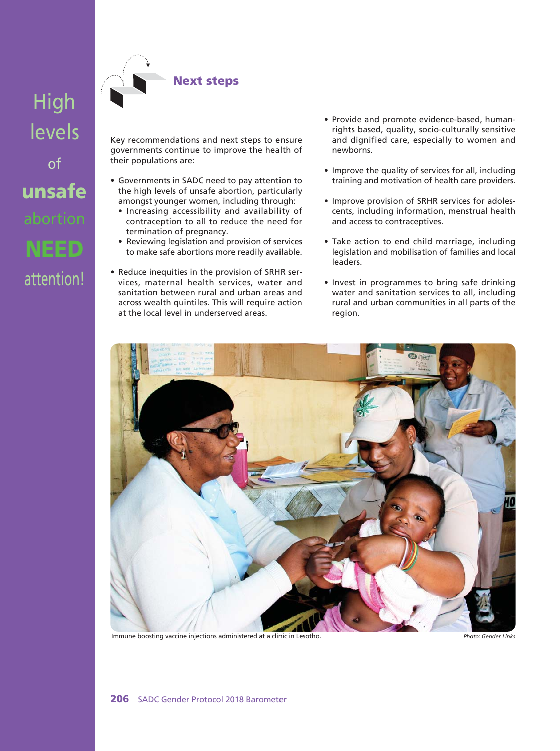High levels of **unsafe** abortion **NEED** attention!

## Next steps

Key recommendations and next steps to ensure governments continue to improve the health of their populations are:

- Governments in SADC need to pay attention to the high levels of unsafe abortion, particularly amongst younger women, including through:
  - Increasing accessibility and availability of contraception to all to reduce the need for termination of pregnancy.
  - Reviewing legislation and provision of services to make safe abortions more readily available.
- Reduce inequities in the provision of SRHR services, maternal health services, water and sanitation between rural and urban areas and across wealth quintiles. This will require action at the local level in underserved areas.
- Provide and promote evidence-based, human-rights based, quality, socio-culturally sensitive and dignified care, especially to women and newborns.
- Improve the quality of services for all, including training and motivation of health care providers.
- Improve provision of SRHR services for adolescents, including information, menstrual health and access to contraceptives.
- Take action to end child marriage, including legislation and mobilisation of families and local leaders.
- Invest in programmes to bring safe drinking water and sanitation services to all, including rural and urban communities in all parts of the region.

Immune boosting vaccine injections administered at a clinic in Lesotho. *Photo: Gender Links*